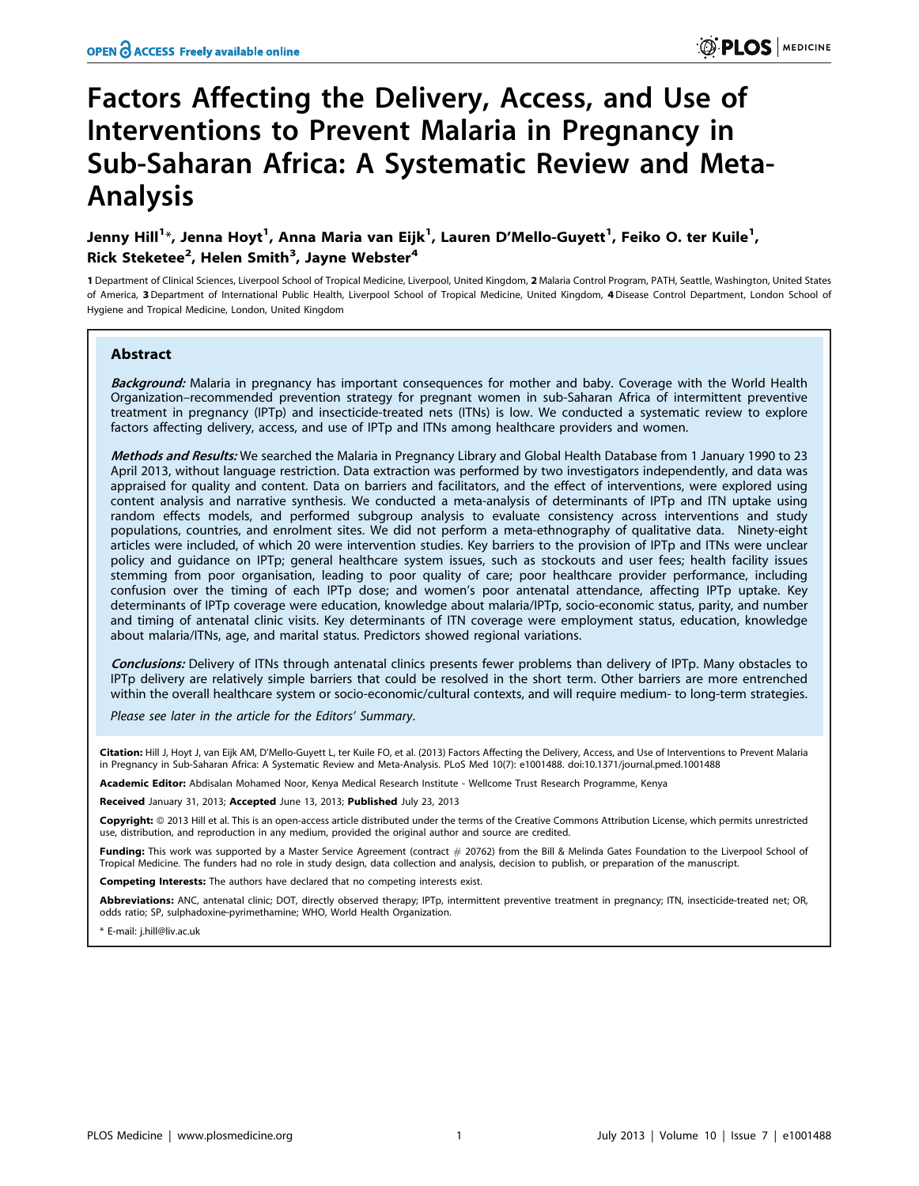# Factors Affecting the Delivery, Access, and Use of Interventions to Prevent Malaria in Pregnancy in Sub-Saharan Africa: A Systematic Review and Meta-Analysis

**Jenny Hill[1]\*, Jenna Hoyt[1], Anna Maria van Eijk[1], Lauren D'Mello-Guyett[1], Feiko O. ter Kuile[1], Rick Steketee[2], Helen Smith[3], Jayne Webster[4]**

1 Department of Clinical Sciences, Liverpool School of Tropical Medicine, Liverpool, United Kingdom, 2 Malaria Control Program, PATH, Seattle, Washington, United States of America, 3 Department of International Public Health, Liverpool School of Tropical Medicine, United Kingdom, 4 Disease Control Department, London School of Hygiene and Tropical Medicine, London, United Kingdom

## Abstract

***Background:*** Malaria in pregnancy has important consequences for mother and baby. Coverage with the World Health Organization–recommended prevention strategy for pregnant women in sub-Saharan Africa of intermittent preventive treatment in pregnancy (IPTp) and insecticide-treated nets (ITNs) is low. We conducted a systematic review to explore factors affecting delivery, access, and use of IPTp and ITNs among healthcare providers and women.

***Methods and Results:*** We searched the Malaria in Pregnancy Library and Global Health Database from 1 January 1990 to 23 April 2013, without language restriction. Data extraction was performed by two investigators independently, and data was appraised for quality and content. Data on barriers and facilitators, and the effect of interventions, were explored using content analysis and narrative synthesis. We conducted a meta-analysis of determinants of IPTp and ITN uptake using random effects models, and performed subgroup analysis to evaluate consistency across interventions and study populations, countries, and enrolment sites. We did not perform a meta-ethnography of qualitative data. Ninety-eight articles were included, of which 20 were intervention studies. Key barriers to the provision of IPTp and ITNs were unclear policy and guidance on IPTp; general healthcare system issues, such as stockouts and user fees; health facility issues stemming from poor organisation, leading to poor quality of care; poor healthcare provider performance, including confusion over the timing of each IPTp dose; and women's poor antenatal attendance, affecting IPTp uptake. Key determinants of IPTp coverage were education, knowledge about malaria/IPTp, socio-economic status, parity, and number and timing of antenatal clinic visits. Key determinants of ITN coverage were employment status, education, knowledge about malaria/ITNs, age, and marital status. Predictors showed regional variations.

***Conclusions:*** Delivery of ITNs through antenatal clinics presents fewer problems than delivery of IPTp. Many obstacles to IPTp delivery are relatively simple barriers that could be resolved in the short term. Other barriers are more entrenched within the overall healthcare system or socio-economic/cultural contexts, and will require medium- to long-term strategies.

*Please see later in the article for the Editors' Summary.*

**Citation:** Hill J, Hoyt J, van Eijk AM, D'Mello-Guyett L, ter Kuile FO, et al. (2013) Factors Affecting the Delivery, Access, and Use of Interventions to Prevent Malaria in Pregnancy in Sub-Saharan Africa: A Systematic Review and Meta-Analysis. PLoS Med 10(7): e1001488. doi:10.1371/journal.pmed.1001488

**Academic Editor:** Abdisalan Mohamed Noor, Kenya Medical Research Institute - Wellcome Trust Research Programme, Kenya

**Received** January 31, 2013; **Accepted** June 13, 2013; **Published** July 23, 2013

**Copyright:** © 2013 Hill et al. This is an open-access article distributed under the terms of the Creative Commons Attribution License, which permits unrestricted use, distribution, and reproduction in any medium, provided the original author and source are credited.

**Funding:** This work was supported by a Master Service Agreement (contract # 20762) from the Bill & Melinda Gates Foundation to the Liverpool School of Tropical Medicine. The funders had no role in study design, data collection and analysis, decision to publish, or preparation of the manuscript.

**Competing Interests:** The authors have declared that no competing interests exist.

**Abbreviations:** ANC, antenatal clinic; DOT, directly observed therapy; IPTp, intermittent preventive treatment in pregnancy; ITN, insecticide-treated net; OR, odds ratio; SP, sulphadoxine-pyrimethamine; WHO, World Health Organization.

\* E-mail: j.hill@liv.ac.uk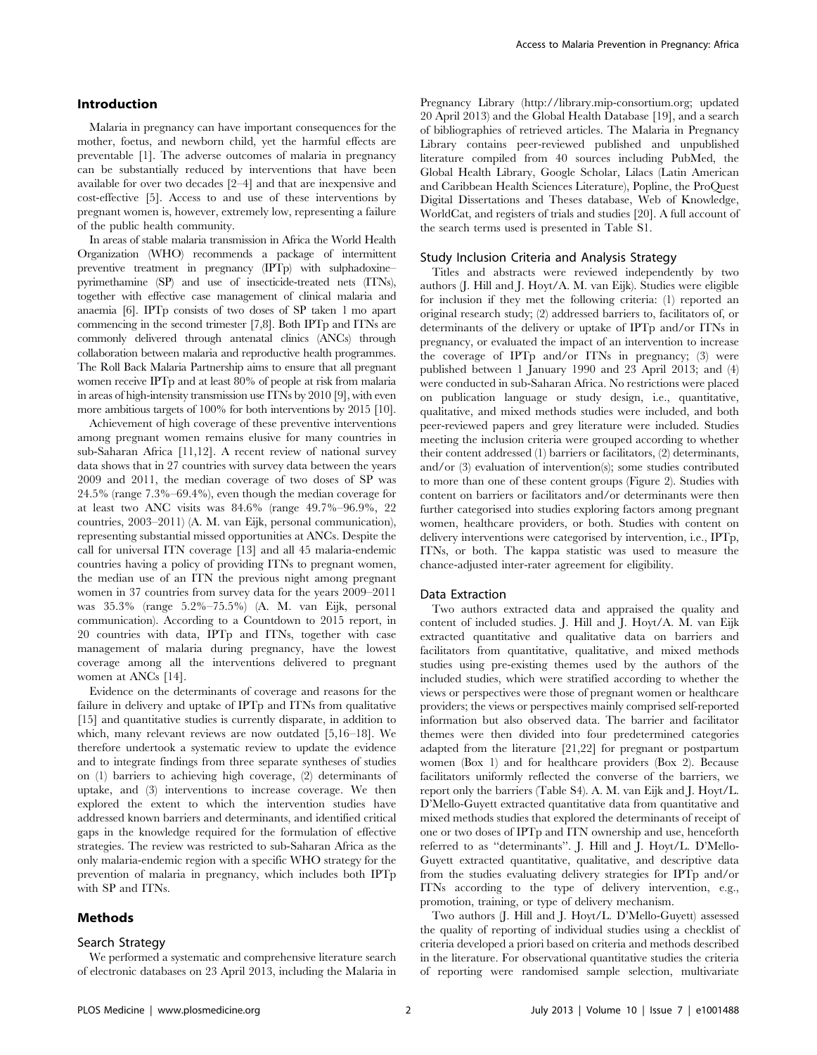## Introduction

Malaria in pregnancy can have important consequences for the mother, foetus, and newborn child, yet the harmful effects are preventable [1]. The adverse outcomes of malaria in pregnancy can be substantially reduced by interventions that have been available for over two decades [2–4] and that are inexpensive and cost-effective [5]. Access to and use of these interventions by pregnant women is, however, extremely low, representing a failure of the public health community.

In areas of stable malaria transmission in Africa the World Health Organization (WHO) recommends a package of intermittent preventive treatment in pregnancy (IPTp) with sulphadoxine–pyrimethamine (SP) and use of insecticide-treated nets (ITNs), together with effective case management of clinical malaria and anaemia [6]. IPTp consists of two doses of SP taken 1 mo apart commencing in the second trimester [7,8]. Both IPTp and ITNs are commonly delivered through antenatal clinics (ANCs) through collaboration between malaria and reproductive health programmes. The Roll Back Malaria Partnership aims to ensure that all pregnant women receive IPTp and at least 80% of people at risk from malaria in areas of high-intensity transmission use ITNs by 2010 [9], with even more ambitious targets of 100% for both interventions by 2015 [10].

Achievement of high coverage of these preventive interventions among pregnant women remains elusive for many countries in sub-Saharan Africa [11,12]. A recent review of national survey data shows that in 27 countries with survey data between the years 2009 and 2011, the median coverage of two doses of SP was 24.5% (range 7.3%–69.4%), even though the median coverage for at least two ANC visits was 84.6% (range 49.7%–96.9%, 22 countries, 2003–2011) (A. M. van Eijk, personal communication), representing substantial missed opportunities at ANCs. Despite the call for universal ITN coverage [13] and all 45 malaria-endemic countries having a policy of providing ITNs to pregnant women, the median use of an ITN the previous night among pregnant women in 37 countries from survey data for the years 2009–2011 was 35.3% (range 5.2%–75.5%) (A. M. van Eijk, personal communication). According to a Countdown to 2015 report, in 20 countries with data, IPTp and ITNs, together with case management of malaria during pregnancy, have the lowest coverage among all the interventions delivered to pregnant women at ANCs [14].

Evidence on the determinants of coverage and reasons for the failure in delivery and uptake of IPTp and ITNs from qualitative [15] and quantitative studies is currently disparate, in addition to which, many relevant reviews are now outdated [5,16–18]. We therefore undertook a systematic review to update the evidence and to integrate findings from three separate syntheses of studies on (1) barriers to achieving high coverage, (2) determinants of uptake, and (3) interventions to increase coverage. We then explored the extent to which the intervention studies have addressed known barriers and determinants, and identified critical gaps in the knowledge required for the formulation of effective strategies. The review was restricted to sub-Saharan Africa as the only malaria-endemic region with a specific WHO strategy for the prevention of malaria in pregnancy, which includes both IPTp with SP and ITNs.

## Methods

### Search Strategy

We performed a systematic and comprehensive literature search of electronic databases on 23 April 2013, including the Malaria in Pregnancy Library (http://library.mip-consortium.org; updated 20 April 2013) and the Global Health Database [19], and a search of bibliographies of retrieved articles. The Malaria in Pregnancy Library contains peer-reviewed published and unpublished literature compiled from 40 sources including PubMed, the Global Health Library, Google Scholar, Lilacs (Latin American and Caribbean Health Sciences Literature), Popline, the ProQuest Digital Dissertations and Theses database, Web of Knowledge, WorldCat, and registers of trials and studies [20]. A full account of the search terms used is presented in Table S1.

### Study Inclusion Criteria and Analysis Strategy

Titles and abstracts were reviewed independently by two authors (J. Hill and J. Hoyt/A. M. van Eijk). Studies were eligible for inclusion if they met the following criteria: (1) reported an original research study; (2) addressed barriers to, facilitators of, or determinants of the delivery or uptake of IPTp and/or ITNs in pregnancy, or evaluated the impact of an intervention to increase the coverage of IPTp and/or ITNs in pregnancy; (3) were published between 1 January 1990 and 23 April 2013; and (4) were conducted in sub-Saharan Africa. No restrictions were placed on publication language or study design, i.e., quantitative, qualitative, and mixed methods studies were included, and both peer-reviewed papers and grey literature were included. Studies meeting the inclusion criteria were grouped according to whether their content addressed (1) barriers or facilitators, (2) determinants, and/or (3) evaluation of intervention(s); some studies contributed to more than one of these content groups (Figure 2). Studies with content on barriers or facilitators and/or determinants were then further categorised into studies exploring factors among pregnant women, healthcare providers, or both. Studies with content on delivery interventions were categorised by intervention, i.e., IPTp, ITNs, or both. The kappa statistic was used to measure the chance-adjusted inter-rater agreement for eligibility.

### Data Extraction

Two authors extracted data and appraised the quality and content of included studies. J. Hill and J. Hoyt/A. M. van Eijk extracted quantitative and qualitative data on barriers and facilitators from quantitative, qualitative, and mixed methods studies using pre-existing themes used by the authors of the included studies, which were stratified according to whether the views or perspectives were those of pregnant women or healthcare providers; the views or perspectives mainly comprised self-reported information but also observed data. The barrier and facilitator themes were then divided into four predetermined categories adapted from the literature [21,22] for pregnant or postpartum women (Box 1) and for healthcare providers (Box 2). Because facilitators uniformly reflected the converse of the barriers, we report only the barriers (Table S4). A. M. van Eijk and J. Hoyt/L. D'Mello-Guyett extracted quantitative data from quantitative and mixed methods studies that explored the determinants of receipt of one or two doses of IPTp and ITN ownership and use, henceforth referred to as "determinants". J. Hill and J. Hoyt/L. D'Mello-Guyett extracted quantitative, qualitative, and descriptive data from the studies evaluating delivery strategies for IPTp and/or ITNs according to the type of delivery intervention, e.g., promotion, training, or type of delivery mechanism.

Two authors (J. Hill and J. Hoyt/L. D'Mello-Guyett) assessed the quality of reporting of individual studies using a checklist of criteria developed a priori based on criteria and methods described in the literature. For observational quantitative studies the criteria of reporting were randomised sample selection, multivariate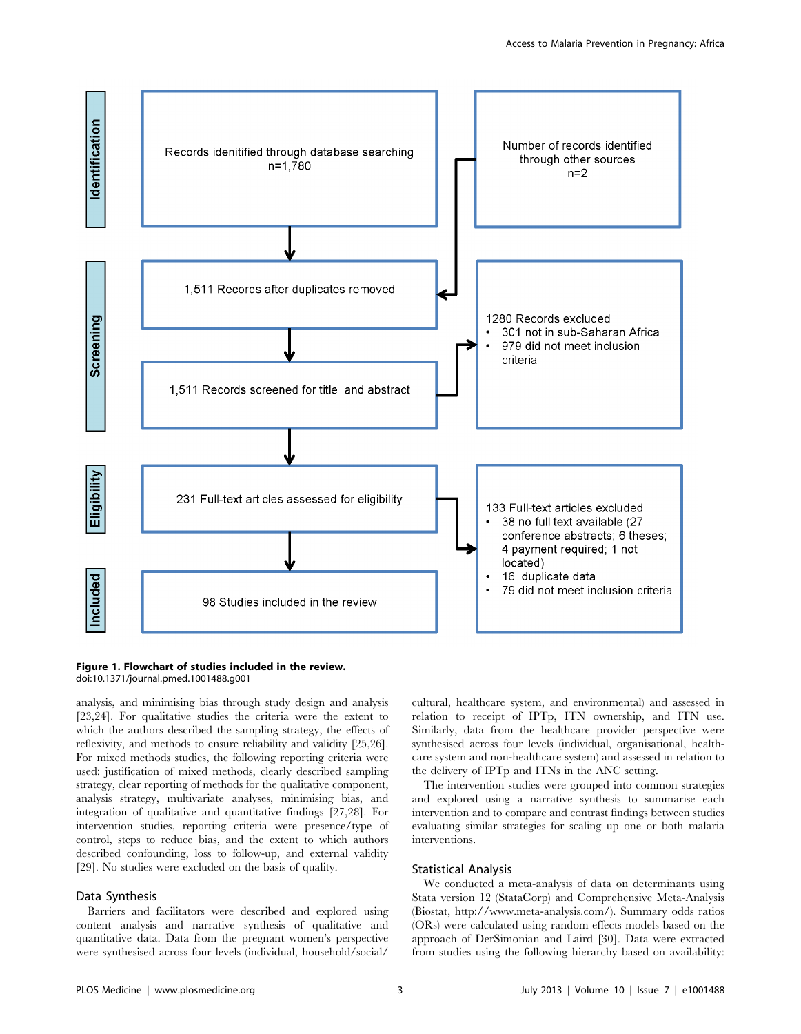Identification

Records idenitified through database searching
n=1,780

Number of records identified through other sources
n=2

Screening

1,511 Records after duplicates removed

1,511 Records screened for title and abstract

1280 Records excluded
- 301 not in sub-Saharan Africa
- 979 did not meet inclusion criteria

Eligibility

231 Full-text articles assessed for eligibility

133 Full-text articles excluded
- 38 no full text available (27 conference abstracts; 6 theses; 4 payment required; 1 not located)
- 16 duplicate data
- 79 did not meet inclusion criteria

Included

98 Studies included in the review

**Figure 1. Flowchart of studies included in the review.**
doi:10.1371/journal.pmed.1001488.g001

analysis, and minimising bias through study design and analysis [23,24]. For qualitative studies the criteria were the extent to which the authors described the sampling strategy, the effects of reflexivity, and methods to ensure reliability and validity [25,26]. For mixed methods studies, the following reporting criteria were used: justification of mixed methods, clearly described sampling strategy, clear reporting of methods for the qualitative component, analysis strategy, multivariate analyses, minimising bias, and integration of qualitative and quantitative findings [27,28]. For intervention studies, reporting criteria were presence/type of control, steps to reduce bias, and the extent to which authors described confounding, loss to follow-up, and external validity [29]. No studies were excluded on the basis of quality.

## Data Synthesis

Barriers and facilitators were described and explored using content analysis and narrative synthesis of qualitative and quantitative data. Data from the pregnant women's perspective were synthesised across four levels (individual, household/social/cultural, healthcare system, and environmental) and assessed in relation to receipt of IPTp, ITN ownership, and ITN use. Similarly, data from the healthcare provider perspective were synthesised across four levels (individual, organisational, healthcare system and non-healthcare system) and assessed in relation to the delivery of IPTp and ITNs in the ANC setting.

The intervention studies were grouped into common strategies and explored using a narrative synthesis to summarise each intervention and to compare and contrast findings between studies evaluating similar strategies for scaling up one or both malaria interventions.

## Statistical Analysis

We conducted a meta-analysis of data on determinants using Stata version 12 (StataCorp) and Comprehensive Meta-Analysis (Biostat, http://www.meta-analysis.com/). Summary odds ratios (ORs) were calculated using random effects models based on the approach of DerSimonian and Laird [30]. Data were extracted from studies using the following hierarchy based on availability: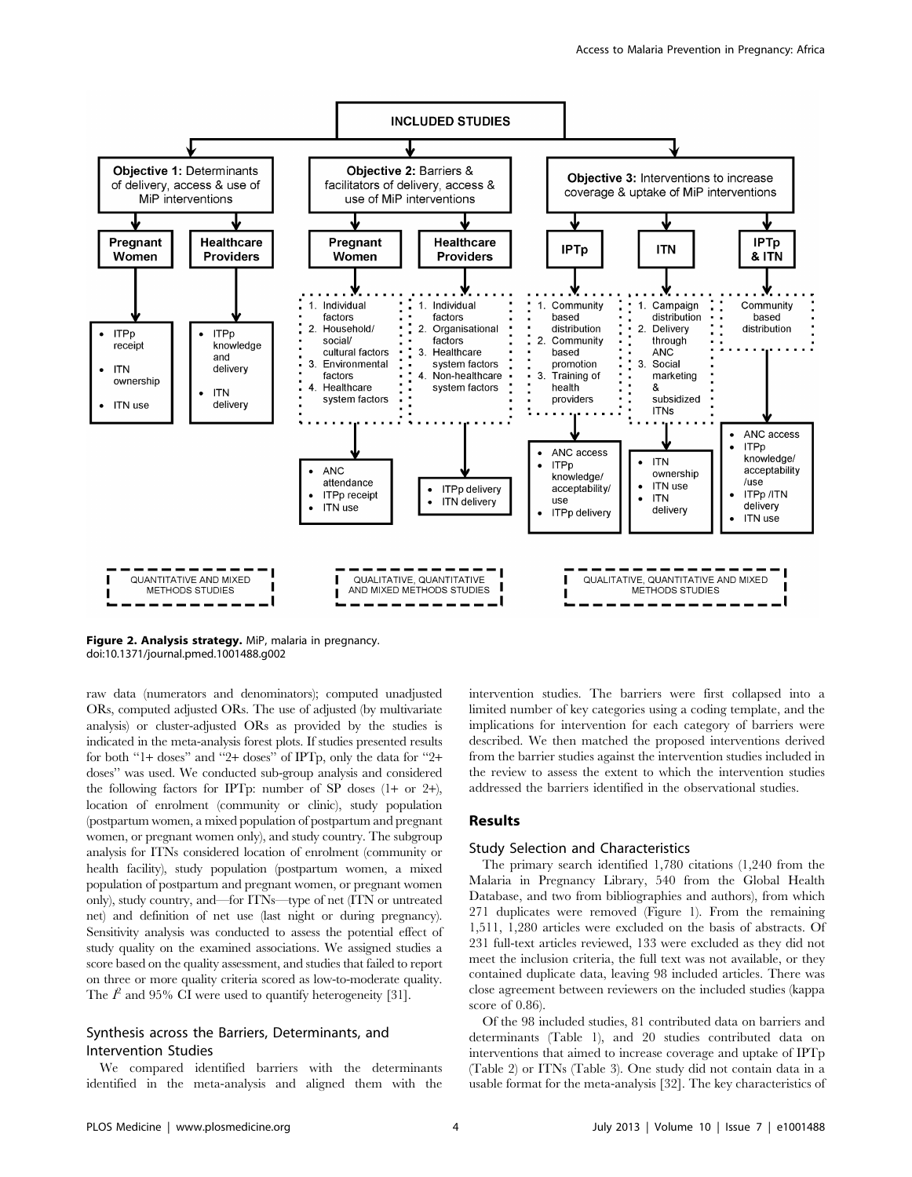**Figure 2. Analysis strategy.** MiP, malaria in pregnancy.
doi:10.1371/journal.pmed.1001488.g002

raw data (numerators and denominators); computed unadjusted ORs, computed adjusted ORs. The use of adjusted (by multivariate analysis) or cluster-adjusted ORs as provided by the studies is indicated in the meta-analysis forest plots. If studies presented results for both "1+ doses" and "2+ doses" of IPTp, only the data for "2+ doses" was used. We conducted sub-group analysis and considered the following factors for IPTp: number of SP doses (1+ or 2+), location of enrolment (community or clinic), study population (postpartum women, a mixed population of postpartum and pregnant women, or pregnant women only), and study country. The subgroup analysis for ITNs considered location of enrolment (community or health facility), study population (postpartum women, a mixed population of postpartum and pregnant women, or pregnant women only), study country, and—for ITNs—type of net (ITN or untreated net) and definition of net use (last night or during pregnancy). Sensitivity analysis was conducted to assess the potential effect of study quality on the examined associations. We assigned studies a score based on the quality assessment, and studies that failed to report on three or more quality criteria scored as low-to-moderate quality. The $I^2$ and 95% CI were used to quantify heterogeneity [31].

### Synthesis across the Barriers, Determinants, and Intervention Studies

We compared identified barriers with the determinants identified in the meta-analysis and aligned them with the intervention studies. The barriers were first collapsed into a limited number of key categories using a coding template, and the implications for intervention for each category of barriers were described. We then matched the proposed interventions derived from the barrier studies against the intervention studies included in the review to assess the extent to which the intervention studies addressed the barriers identified in the observational studies.

## Results

### Study Selection and Characteristics

The primary search identified 1,780 citations (1,240 from the Malaria in Pregnancy Library, 540 from the Global Health Database, and two from bibliographies and authors), from which 271 duplicates were removed (Figure 1). From the remaining 1,511, 1,280 articles were excluded on the basis of abstracts. Of 231 full-text articles reviewed, 133 were excluded as they did not meet the inclusion criteria, the full text was not available, or they contained duplicate data, leaving 98 included articles. There was close agreement between reviewers on the included studies (kappa score of 0.86).

Of the 98 included studies, 81 contributed data on barriers and determinants (Table 1), and 20 studies contributed data on interventions that aimed to increase coverage and uptake of IPTp (Table 2) or ITNs (Table 3). One study did not contain data in a usable format for the meta-analysis [32]. The key characteristics of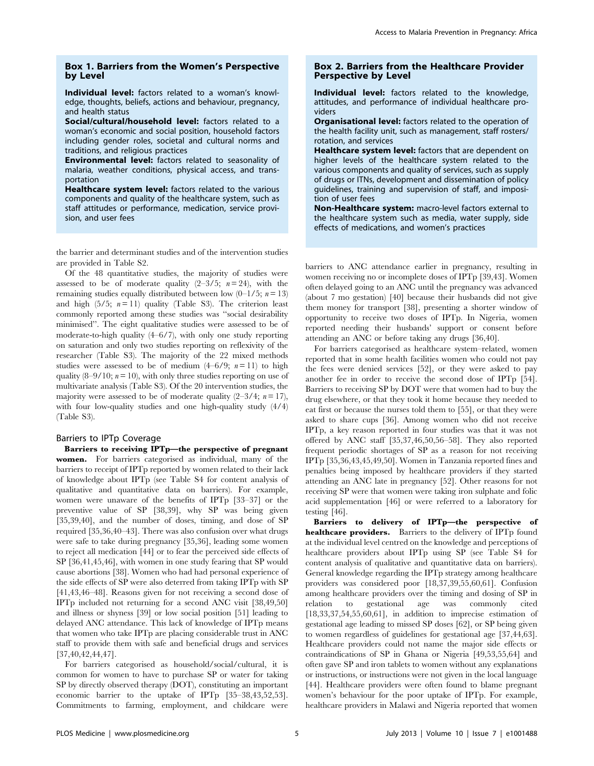### Box 1. Barriers from the Women's Perspective by Level

**Individual level:** factors related to a woman's knowledge, thoughts, beliefs, actions and behaviour, pregnancy, and health status

**Social/cultural/household level:** factors related to a woman's economic and social position, household factors including gender roles, societal and cultural norms and traditions, and religious practices

**Environmental level:** factors related to seasonality of malaria, weather conditions, physical access, and transportation

**Healthcare system level:** factors related to the various components and quality of the healthcare system, such as staff attitudes or performance, medication, service provision, and user fees

the barrier and determinant studies and of the intervention studies are provided in Table S2.

Of the 48 quantitative studies, the majority of studies were assessed to be of moderate quality (2–3/5; $n = 24$), with the remaining studies equally distributed between low (0–1/5; $n = 13$) and high (5/5; $n = 11$) quality (Table S3). The criterion least commonly reported among these studies was "social desirability minimised". The eight qualitative studies were assessed to be of moderate-to-high quality (4–6/7), with only one study reporting on saturation and only two studies reporting on reflexivity of the researcher (Table S3). The majority of the 22 mixed methods studies were assessed to be of medium (4–6/9; $n = 11$) to high quality (8–9/10; $n = 10$), with only three studies reporting on use of multivariate analysis (Table S3). Of the 20 intervention studies, the majority were assessed to be of moderate quality (2–3/4; $n = 17$), with four low-quality studies and one high-quality study (4/4) (Table S3).

### Barriers to IPTp Coverage

**Barriers to receiving IPTp—the perspective of pregnant women.** For barriers categorised as individual, many of the barriers to receipt of IPTp reported by women related to their lack of knowledge about IPTp (see Table S4 for content analysis of qualitative and quantitative data on barriers). For example, women were unaware of the benefits of IPTp [33–37] or the preventive value of SP [38,39], why SP was being given [35,39,40], and the number of doses, timing, and dose of SP required [35,36,40–43]. There was also confusion over what drugs were safe to take during pregnancy [35,36], leading some women to reject all medication [44] or to fear the perceived side effects of SP [36,41,45,46], with women in one study fearing that SP would cause abortions [38]. Women who had had personal experience of the side effects of SP were also deterred from taking IPTp with SP [41,43,46–48]. Reasons given for not receiving a second dose of IPTp included not returning for a second ANC visit [38,49,50] and illness or shyness [39] or low social position [51] leading to delayed ANC attendance. This lack of knowledge of IPTp means that women who take IPTp are placing considerable trust in ANC staff to provide them with safe and beneficial drugs and services [37,40,42,44,47].

For barriers categorised as household/social/cultural, it is common for women to have to purchase SP or water for taking SP by directly observed therapy (DOT), constituting an important economic barrier to the uptake of IPTp [35–38,43,52,53]. Commitments to farming, employment, and childcare were barriers to ANC attendance earlier in pregnancy, resulting in women receiving no or incomplete doses of IPTp [39,43]. Women often delayed going to an ANC until the pregnancy was advanced (about 7 mo gestation) [40] because their husbands did not give them money for transport [38], presenting a shorter window of opportunity to receive two doses of IPTp. In Nigeria, women reported needing their husbands' support or consent before attending an ANC or before taking any drugs [36,40].

For barriers categorised as healthcare system–related, women reported that in some health facilities women who could not pay the fees were denied services [52], or they were asked to pay another fee in order to receive the second dose of IPTp [54]. Barriers to receiving SP by DOT were that women had to buy the drug elsewhere, or that they took it home because they needed to eat first or because the nurses told them to [55], or that they were asked to share cups [36]. Among women who did not receive IPTp, a key reason reported in four studies was that it was not offered by ANC staff [35,37,46,50,56–58]. They also reported frequent periodic shortages of SP as a reason for not receiving IPTp [35,36,43,45,49,50]. Women in Tanzania reported fines and penalties being imposed by healthcare providers if they started attending an ANC late in pregnancy [52]. Other reasons for not receiving SP were that women were taking iron sulphate and folic acid supplementation [46] or were referred to a laboratory for testing [46].

### Box 2. Barriers from the Healthcare Provider Perspective by Level

**Individual level:** factors related to the knowledge, attitudes, and performance of individual healthcare providers

**Organisational level:** factors related to the operation of the health facility unit, such as management, staff rosters/rotation, and services

**Healthcare system level:** factors that are dependent on higher levels of the healthcare system related to the various components and quality of services, such as supply of drugs or ITNs, development and dissemination of policy guidelines, training and supervision of staff, and imposition of user fees

**Non-Healthcare system:** macro-level factors external to the healthcare system such as media, water supply, side effects of medications, and women's practices

**Barriers to delivery of IPTp—the perspective of healthcare providers.** Barriers to the delivery of IPTp found at the individual level centred on the knowledge and perceptions of healthcare providers about IPTp using SP (see Table S4 for content analysis of qualitative and quantitative data on barriers). General knowledge regarding the IPTp strategy among healthcare providers was considered poor [18,37,39,55,60,61]. Confusion among healthcare providers over the timing and dosing of SP in relation to gestational age was commonly cited [18,33,37,54,55,60,61], in addition to imprecise estimation of gestational age leading to missed SP doses [62], or SP being given to women regardless of guidelines for gestational age [37,44,63]. Healthcare providers could not name the major side effects or contraindications of SP in Ghana or Nigeria [49,53,55,64] and often gave SP and iron tablets to women without any explanations or instructions, or instructions were not given in the local language [44]. Healthcare providers were often found to blame pregnant women's behaviour for the poor uptake of IPTp. For example, healthcare providers in Malawi and Nigeria reported that women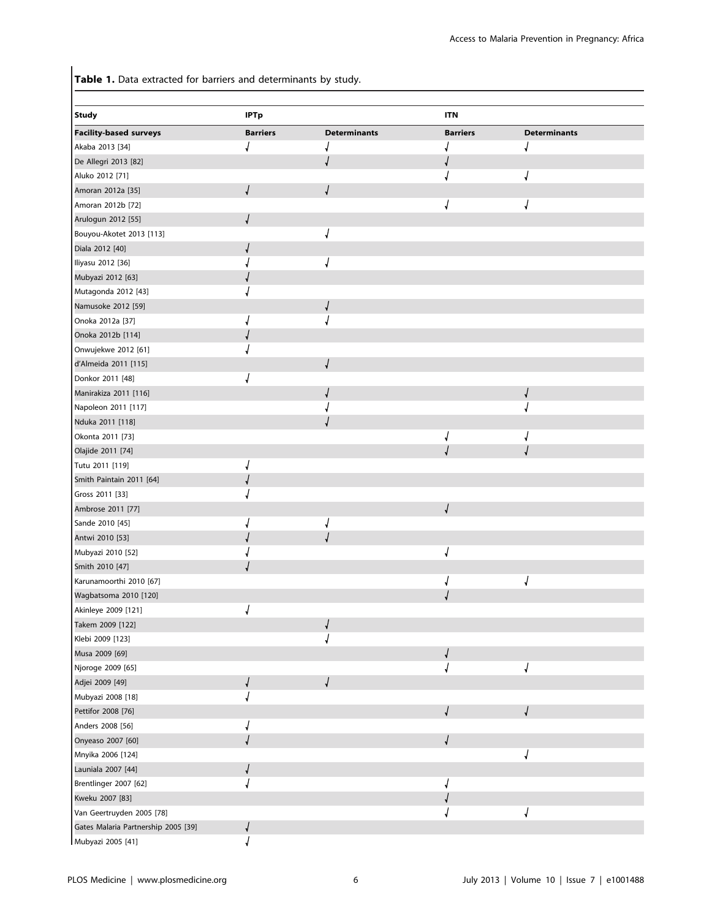**Table 1.** Data extracted for barriers and determinants by study.

| Study | IPTp | | ITN | |
|---|---|---|---|---|
| **Facility-based surveys** | **Barriers** | **Determinants** | **Barriers** | **Determinants** |
| Akaba 2013 [34] | √ | √ | √ | √ |
| De Allegri 2013 [82] | | √ | √ | |
| Aluko 2012 [71] | | | √ | √ |
| Amoran 2012a [35] | √ | √ | | |
| Amoran 2012b [72] | | | √ | √ |
| Arulogun 2012 [55] | √ | | | |
| Bouyou-Akotet 2013 [113] | | √ | | |
| Diala 2012 [40] | √ | | | |
| Iliyasu 2012 [36] | √ | √ | | |
| Mubyazi 2012 [63] | √ | | | |
| Mutagonda 2012 [43] | √ | | | |
| Namusoke 2012 [59] | | √ | | |
| Onoka 2012a [37] | √ | √ | | |
| Onoka 2012b [114] | √ | | | |
| Onwujekwe 2012 [61] | √ | | | |
| d'Almeida 2011 [115] | | √ | | |
| Donkor 2011 [48] | √ | | | |
| Manirakiza 2011 [116] | | √ | | √ |
| Napoleon 2011 [117] | | √ | | √ |
| Nduka 2011 [118] | | √ | | |
| Okonta 2011 [73] | | | √ | √ |
| Olajide 2011 [74] | | | √ | √ |
| Tutu 2011 [119] | √ | | | |
| Smith Paintain 2011 [64] | √ | | | |
| Gross 2011 [33] | √ | | | |
| Ambrose 2011 [77] | | | √ | |
| Sande 2010 [45] | √ | √ | | |
| Antwi 2010 [53] | √ | √ | | |
| Mubyazi 2010 [52] | √ | | √ | |
| Smith 2010 [47] | √ | | | |
| Karunamoorthi 2010 [67] | | | √ | √ |
| Wagbatsoma 2010 [120] | | | √ | |
| Akinleye 2009 [121] | √ | | | |
| Takem 2009 [122] | | √ | | |
| Klebi 2009 [123] | | √ | | |
| Musa 2009 [69] | | | √ | |
| Njoroge 2009 [65] | | | √ | √ |
| Adjei 2009 [49] | √ | √ | | |
| Mubyazi 2008 [18] | √ | | | |
| Pettifor 2008 [76] | | | √ | √ |
| Anders 2008 [56] | √ | | | |
| Onyeaso 2007 [60] | √ | | √ | |
| Mnyika 2006 [124] | | | | √ |
| Launiala 2007 [44] | √ | | | |
| Brentlinger 2007 [62] | √ | | √ | |
| Kweku 2007 [83] | | | √ | |
| Van Geertruyden 2005 [78] | | | √ | √ |
| Gates Malaria Partnership 2005 [39] | √ | | | |
| Mubyazi 2005 [41] | √ | | | |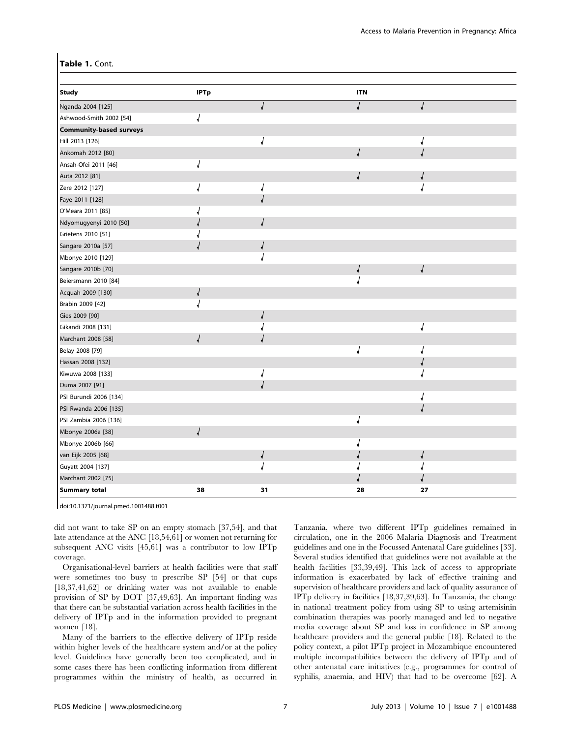**Table 1.** Cont.

| Study | IPTp | | ITN | |
|---|---|---|---|---|
| Nganda 2004 [125] | | √ | √ | √ |
| Ashwood-Smith 2002 [54] | √ | | | |
| **Community-based surveys** | | | | |
| Hill 2013 [126] | | √ | | √ |
| Ankomah 2012 [80] | | | √ | √ |
| Ansah-Ofei 2011 [46] | √ | | | |
| Auta 2012 [81] | | | √ | √ |
| Zere 2012 [127] | √ | √ | | √ |
| Faye 2011 [128] | | √ | | |
| O'Meara 2011 [85] | √ | | | |
| Ndyomugyenyi 2010 [50] | √ | √ | | |
| Grietens 2010 [51] | √ | | | |
| Sangare 2010a [57] | √ | √ | | |
| Mbonye 2010 [129] | | √ | | |
| Sangare 2010b [70] | | | √ | √ |
| Beiersmann 2010 [84] | | | √ | |
| Acquah 2009 [130] | √ | | | |
| Brabin 2009 [42] | √ | | | |
| Gies 2009 [90] | | √ | | |
| Gikandi 2008 [131] | | √ | | √ |
| Marchant 2008 [58] | √ | √ | | |
| Belay 2008 [79] | | | √ | √ |
| Hassan 2008 [132] | | | | √ |
| Kiwuwa 2008 [133] | | √ | | √ |
| Ouma 2007 [91] | | √ | | |
| PSI Burundi 2006 [134] | | | | √ |
| PSI Rwanda 2006 [135] | | | | √ |
| PSI Zambia 2006 [136] | | | √ | |
| Mbonye 2006a [38] | √ | | | |
| Mbonye 2006b [66] | | | √ | |
| van Eijk 2005 [68] | | √ | √ | √ |
| Guyatt 2004 [137] | | √ | √ | √ |
| Marchant 2002 [75] | | | √ | √ |
| **Summary total** | **38** | **31** | **28** | **27** |

doi:10.1371/journal.pmed.1001488.t001

did not want to take SP on an empty stomach [37,54], and that late attendance at the ANC [18,54,61] or women not returning for subsequent ANC visits [45,61] was a contributor to low IPTp coverage.

Organisational-level barriers at health facilities were that staff were sometimes too busy to prescribe SP [54] or that cups [18,37,41,62] or drinking water was not available to enable provision of SP by DOT [37,49,63]. An important finding was that there can be substantial variation across health facilities in the delivery of IPTp and in the information provided to pregnant women [18].

Many of the barriers to the effective delivery of IPTp reside within higher levels of the healthcare system and/or at the policy level. Guidelines have generally been too complicated, and in some cases there has been conflicting information from different programmes within the ministry of health, as occurred in Tanzania, where two different IPTp guidelines remained in circulation, one in the 2006 Malaria Diagnosis and Treatment guidelines and one in the Focussed Antenatal Care guidelines [33]. Several studies identified that guidelines were not available at the health facilities [33,39,49]. This lack of access to appropriate information is exacerbated by lack of effective training and supervision of healthcare providers and lack of quality assurance of IPTp delivery in facilities [18,37,39,63]. In Tanzania, the change in national treatment policy from using SP to using artemisinin combination therapies was poorly managed and led to negative media coverage about SP and loss in confidence in SP among healthcare providers and the general public [18]. Related to the policy context, a pilot IPTp project in Mozambique encountered multiple incompatibilities between the delivery of IPTp and of other antenatal care initiatives (e.g., programmes for control of syphilis, anaemia, and HIV) that had to be overcome [62]. A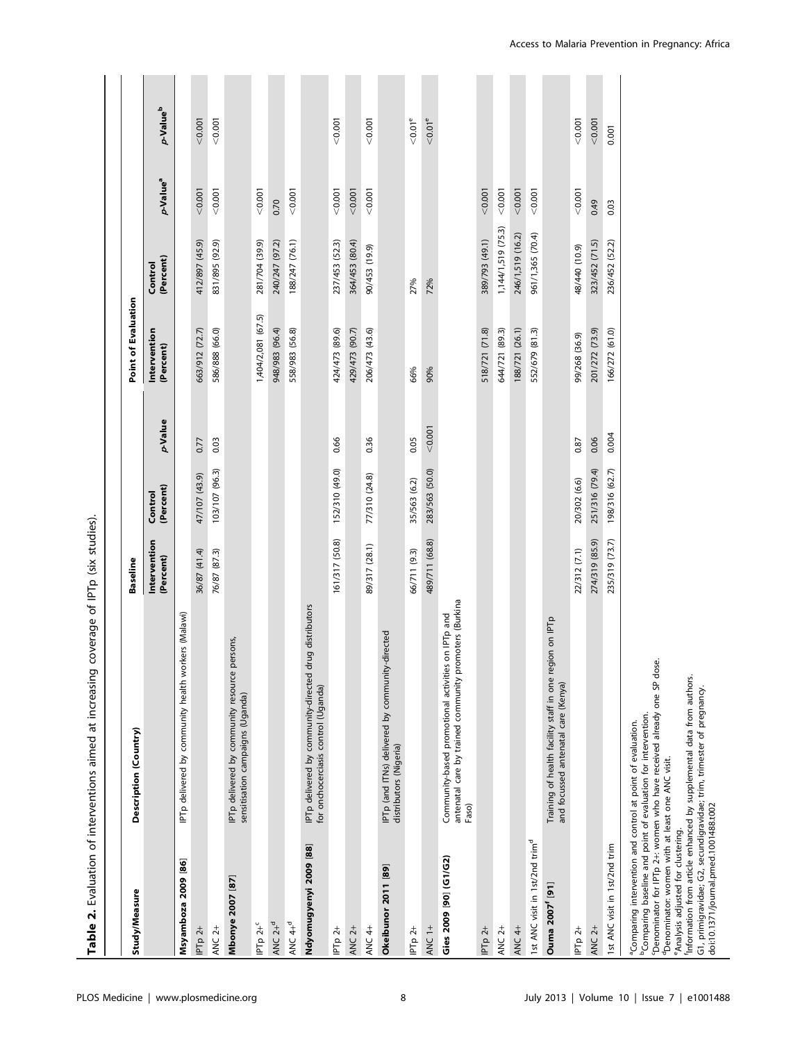**Table 2.** Evaluation of interventions aimed at increasing coverage of IPTp (six studies).

| Study/Measure | Description (Country) | Baseline | | | Point of Evaluation | | | |
|---|---|---|---|---|---|---|---|---|
| | | Intervention (Percent) | Control (Percent) | *p*-Value | Intervention (Percent) | Control (Percent) | *p*-Value[a] | *p*-Value[b] |
| **Msyamboza 2009 [86]** | IPTp delivered by community health workers (Malawi) | | | | | | | |
| IPTp 2+ | | 36/87 (41.4) | 47/107 (43.9) | 0.77 | 663/912 (72.7) | 412/897 (45.9) | <0.001 | <0.001 |
| ANC 2+ | | 76/87 (87.3) | 103/107 (96.3) | 0.03 | 586/888 (66.0) | 831/895 (92.9) | <0.001 | <0.001 |
| **Mbonye 2007 [87]** | IPTp delivered by community resource persons, sensitisation campaigns (Uganda) | | | | | | | |
| IPTp 2+[c] | | | | | 1,404/2,081 (67.5) | 281/704 (39.9) | <0.001 | |
| ANC 2+[d] | | | | | 948/983 (96.4) | 240/247 (97.2) | 0.70 | |
| ANC 4+[d] | | | | | 558/983 (56.8) | 188/247 (76.1) | <0.001 | |
| **Ndyomugyenyi 2009 [88]** | IPTp delivered by community-directed drug distributors for onchocerciasis control (Uganda) | | | | | | | |
| IPTp 2+ | | 161/317 (50.8) | 152/310 (49.0) | 0.66 | 424/473 (89.6) | 237/453 (52.3) | <0.001 | <0.001 |
| ANC 2+ | | | | | 429/473 (90.7) | 364/453 (80.4) | <0.001 | |
| ANC 4+ | | 89/317 (28.1) | 77/310 (24.8) | 0.36 | 206/473 (43.6) | 90/453 (19.9) | <0.001 | <0.001 |
| **Okeibunor 2011 [89]** | IPTp (and ITNs) delivered by community-directed distributors (Nigeria) | | | | | | | |
| IPTp 2+ | | 66/711 (9.3) | 35/563 (6.2) | 0.05 | 66% | 27% | | <0.01[e] |
| ANC 1+ | | 489/711 (68.8) | 283/563 (50.0) | <0.001 | 90% | 72% | | <0.01[e] |
| **Gies 2009 [90] (G1/G2)** | Community-based promotional activities on IPTp and antenatal care by trained community promoters (Burkina Faso) | | | | | | | |
| IPTp 2+ | | | | | 518/721 (71.8) | 389/793 (49.1) | <0.001 | |
| ANC 2+ | | | | | 644/721 (89.3) | 1,144/1,519 (75.3) | <0.001 | |
| ANC 4+ | | | | | 188/721 (26.1) | 246/1,519 (16.2) | <0.001 | |
| 1st ANC visit in 1st/2nd trim[d] | | | | | 552/679 (81.3) | 961/1,365 (70.4) | <0.001 | |
| **Ouma 2007[f] [91]** | Training of health facility staff in one region on IPTp and focussed antenatal care (Kenya) | | | | | | | |
| IPTp 2+ | | 22/312 (7.1) | 20/302 (6.6) | 0.87 | 99/268 (36.9) | 48/440 (10.9) | <0.001 | <0.001 |
| ANC 2+ | | 274/319 (85.9) | 251/316 (79.4) | 0.06 | 201/272 (73.9) | 323/452 (71.5) | 0.49 | <0.001 |
| 1st ANC visit in 1st/2nd trim | | 235/319 (73.7) | 198/316 (62.7) | 0.004 | 166/272 (61.0) | 236/452 (52.2) | 0.03 | 0.001 |

[a]Comparing intervention and control at point of evaluation.
[b]Comparing baseline and point of evaluation for intervention.
[c]Denominator for IPTp 2+: women who have received already one SP dose.
[d]Denominator: women with at least one ANC visit.
[e]Analysis adjusted for clustering.
[f]Information from article enhanced by supplemental data from authors.
G1, primigravidae; G2, secundigravidae; trim, trimester of pregnancy.
doi:10.1371/journal.pmed.1001488.t002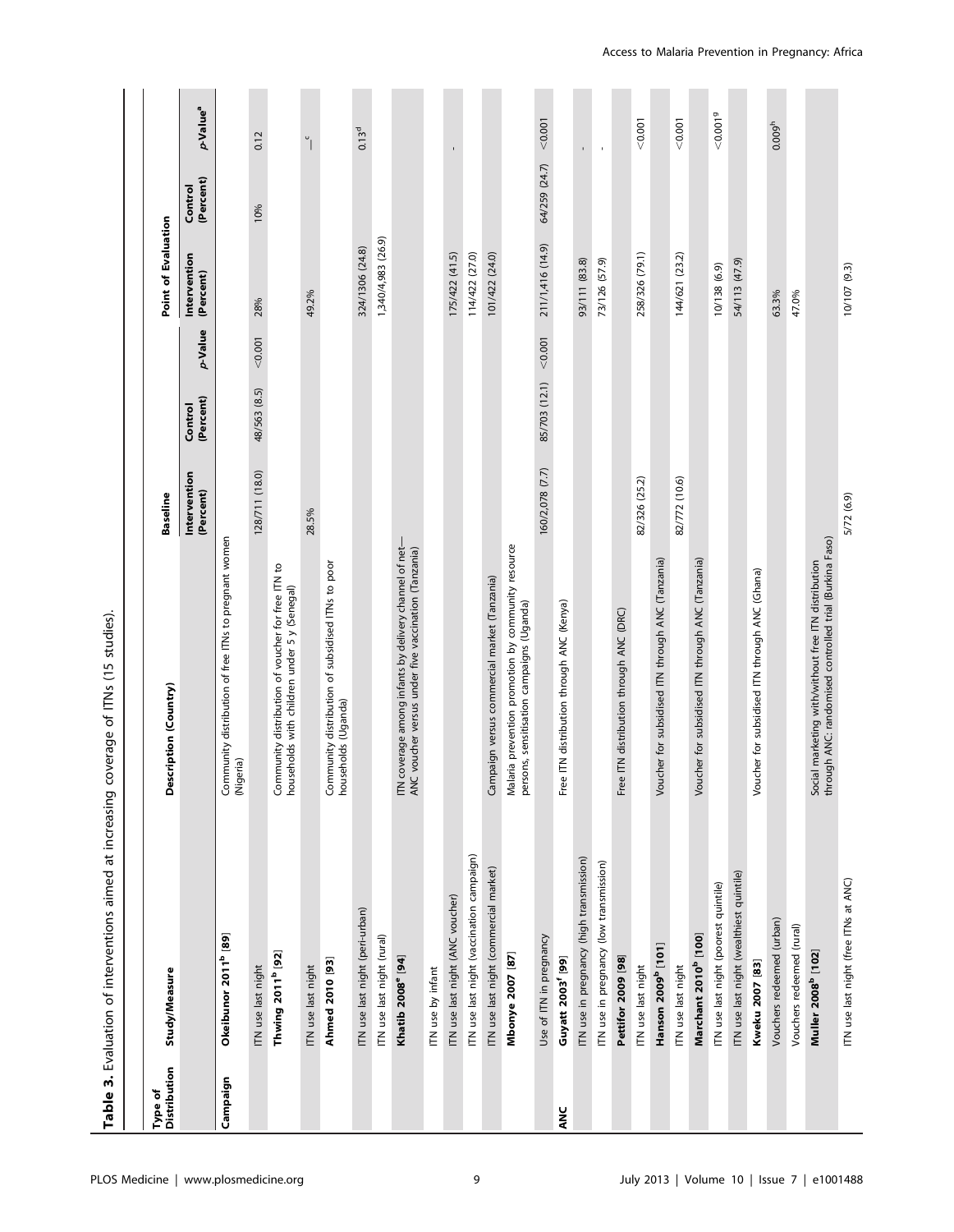**Table 3.** Evaluation of interventions aimed at increasing coverage of ITNs (15 studies).

| Type of Distribution | Study/Measure | Description (Country) | Baseline | | | Point of Evaluation | | |
|---|---|---|---|---|---|---|---|---|
| | | | Intervention (Percent) | Control (Percent) | *p*-Value | Intervention (Percent) | Control (Percent) | *p*-Value[a] |
| Campaign | **Okeibunor 2011[b] [89]** | Community distribution of free ITNs to pregnant women (Nigeria) | | | | | | |
| | ITN use last night | | 128/711 (18.0) | 48/563 (8.5) | <0.001 | 28% | 10% | 0.12 |
| | **Thwing 2011[b] [92]** | Community distribution of voucher for free ITN to households with children under 5 y (Senegal) | | | | | | |
| | ITN use last night | | 28.5% | | | 49.2% | | —[c] |
| | **Ahmed 2010 [93]** | Community distribution of subsidised ITNs to poor households (Uganda) | | | | | | |
| | ITN use last night (peri-urban) | | | | | 324/1306 (24.8) | | 0.13[d] |
| | ITN use last night (rural) | | | | | 1,340/4,983 (26.9) | | |
| | **Khatib 2008[e] [94]** | ITN coverage among infants by delivery channel of net—ANC voucher versus under five vaccination (Tanzania) | | | | | | |
| | ITN use by infant | | | | | 175/422 (41.5) | | - |
| | ITN use last night (ANC voucher) | | | | | 114/422 (27.0) | | |
| | ITN use last night (vaccination campaign) | | | | | 101/422 (24.0) | | |
| | ITN use last night (commercial market) | Campaign versus commercial market (Tanzania) | | | | | | |
| | **Mbonye 2007 [87]** | Malaria prevention promotion by community resource persons, sensitisation campaigns (Uganda) | | | | | | |
| | Use of ITN in pregnancy | | 160/2,078 (7.7) | 85/703 (12.1) | <0.001 | 211/1,416 (14.9) | 64/259 (24.7) | <0.001 |
| ANC | **Guyatt 2003[f] [99]** | Free ITN distribution through ANC (Kenya) | | | | | | |
| | ITN use in pregnancy (high transmission) | | | | | 93/111 (83.8) | | - |
| | ITN use in pregnancy (low transmission) | | | | | 73/126 (57.9) | | - |
| | **Pettifor 2009 [98]** | Free ITN distribution through ANC (DRC) | | | | | | |
| | ITN use last night | | 82/326 (25.2) | | | 258/326 (79.1) | | <0.001 |
| | **Hanson 2009[b] [101]** | Voucher for subsidised ITN through ANC (Tanzania) | | | | | | |
| | ITN use last night | | 82/772 (10.6) | | | 144/621 (23.2) | | <0.001 |
| | **Marchant 2010[b] [100]** | Voucher for subsidised ITN through ANC (Tanzania) | | | | | | |
| | ITN use last night (poorest quintile) | | | | | 10/138 (6.9) | | <0.001[g] |
| | ITN use last night (wealthiest quintile) | | | | | 54/113 (47.9) | | |
| | **Kweku 2007 [83]** | Voucher for subsidised ITN through ANC (Ghana) | | | | | | |
| | Vouchers redeemed (urban) | | | | | 63.3% | | 0.009[h] |
| | Vouchers redeemed (rural) | | | | | 47.0% | | |
| | **Muller 2008[b] [102]** | Social marketing with/without free ITN distribution through ANC: randomised controlled trial (Burkina Faso) | | | | | | |
| | ITN use last night (free ITNs at ANC) | | 5/72 (6.9) | | | 10/107 (9.3) | | |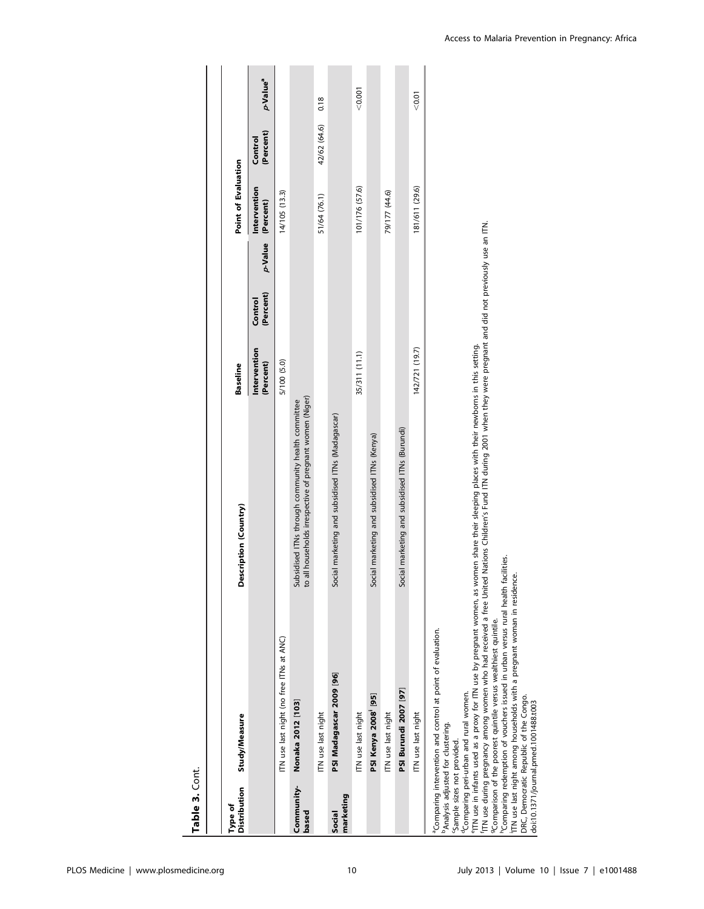**Table 3.** Cont.

| Type of Distribution | Study/Measure | Description (Country) | Baseline | | | Point of Evaluation | | |
|---|---|---|---|---|---|---|---|---|
| | | | Intervention (Percent) | Control (Percent) | *p*-Value | Intervention (Percent) | Control (Percent) | *p*-Value[a] |
| | ITN use last night (no free ITNs at ANC) | | 5/100 (5.0) | | | 14/105 (13.3) | | |
| Community-based | **Nonaka 2012** [103] | Subsidised ITNs through community health committee to all households irrespective of pregnant women (Niger) | | | | | | |
| | ITN use last night | | | | | 51/64 (76.1) | 42/62 (64.6) | 0.18 |
| Social marketing | **PSI Madagascar 2009** [96] | Social marketing and subsidised ITNs (Madagascar) | | | | | | |
| | ITN use last night | | 35/311 (11.1) | | | 101/176 (57.6) | | <0.001 |
| | **PSI Kenya 2008**[i] [95] | Social marketing and subsidised ITNs (Kenya) | | | | | | |
| | ITN use last night | | | | | 79/177 (44.6) | | |
| | **PSI Burundi 2007** [97] | Social marketing and subsidised ITNs (Burundi) | | | | | | |
| | ITN use last night | | 142/721 (19.7) | | | 181/611 (29.6) | | <0.01 |

[a]Comparing intervention and control at point of evaluation.
[b]Analysis adjusted for clustering.
[c]Sample sizes not provided.
[d]Comparing peri-urban and rural women.
[e]ITN use in infants used as a proxy for ITN use by pregnant women, as women share their sleeping places with their newborns in this setting.
[f]ITN use during pregnancy among women who had received a free United Nations Children's Fund ITN during 2001 when they were pregnant and did not previously use an ITN.
[g]Comparison of the poorest quintile versus wealthiest quintile.
[h]Comparing redemption of vouchers issued in urban versus rural health facilities.
[i]ITN use last night among households with a pregnant woman in residence.
DRC, Democratic Republic of the Congo.
doi:10.1371/journal.pmed.1001488.t003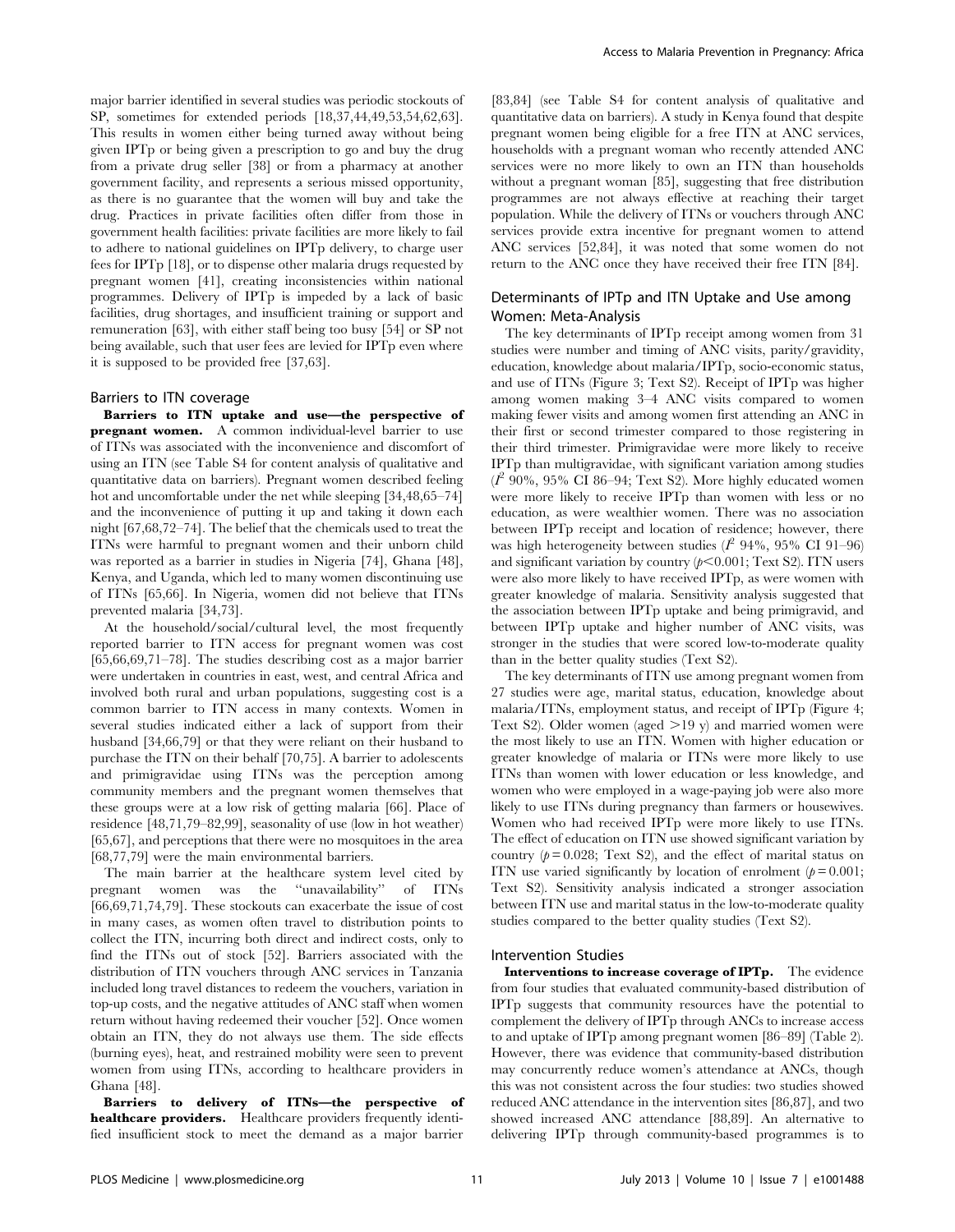major barrier identified in several studies was periodic stockouts of SP, sometimes for extended periods [18,37,44,49,53,54,62,63]. This results in women either being turned away without being given IPTp or being given a prescription to go and buy the drug from a private drug seller [38] or from a pharmacy at another government facility, and represents a serious missed opportunity, as there is no guarantee that the women will buy and take the drug. Practices in private facilities often differ from those in government health facilities: private facilities are more likely to fail to adhere to national guidelines on IPTp delivery, to charge user fees for IPTp [18], or to dispense other malaria drugs requested by pregnant women [41], creating inconsistencies within national programmes. Delivery of IPTp is impeded by a lack of basic facilities, drug shortages, and insufficient training or support and remuneration [63], with either staff being too busy [54] or SP not being available, such that user fees are levied for IPTp even where it is supposed to be provided free [37,63].

### Barriers to ITN coverage

**Barriers to ITN uptake and use—the perspective of pregnant women.** A common individual-level barrier to use of ITNs was associated with the inconvenience and discomfort of using an ITN (see Table S4 for content analysis of qualitative and quantitative data on barriers). Pregnant women described feeling hot and uncomfortable under the net while sleeping [34,48,65–74] and the inconvenience of putting it up and taking it down each night [67,68,72–74]. The belief that the chemicals used to treat the ITNs were harmful to pregnant women and their unborn child was reported as a barrier in studies in Nigeria [74], Ghana [48], Kenya, and Uganda, which led to many women discontinuing use of ITNs [65,66]. In Nigeria, women did not believe that ITNs prevented malaria [34,73].

At the household/social/cultural level, the most frequently reported barrier to ITN access for pregnant women was cost [65,66,69,71–78]. The studies describing cost as a major barrier were undertaken in countries in east, west, and central Africa and involved both rural and urban populations, suggesting cost is a common barrier to ITN access in many contexts. Women in several studies indicated either a lack of support from their husband [34,66,79] or that they were reliant on their husband to purchase the ITN on their behalf [70,75]. A barrier to adolescents and primigravidae using ITNs was the perception among community members and the pregnant women themselves that these groups were at a low risk of getting malaria [66]. Place of residence [48,71,79–82,99], seasonality of use (low in hot weather) [65,67], and perceptions that there were no mosquitoes in the area [68,77,79] were the main environmental barriers.

The main barrier at the healthcare system level cited by pregnant women was the "unavailability" of ITNs [66,69,71,74,79]. These stockouts can exacerbate the issue of cost in many cases, as women often travel to distribution points to collect the ITN, incurring both direct and indirect costs, only to find the ITNs out of stock [52]. Barriers associated with the distribution of ITN vouchers through ANC services in Tanzania included long travel distances to redeem the vouchers, variation in top-up costs, and the negative attitudes of ANC staff when women return without having redeemed their voucher [52]. Once women obtain an ITN, they do not always use them. The side effects (burning eyes), heat, and restrained mobility were seen to prevent women from using ITNs, according to healthcare providers in Ghana [48].

**Barriers to delivery of ITNs—the perspective of healthcare providers.** Healthcare providers frequently identified insufficient stock to meet the demand as a major barrier [83,84] (see Table S4 for content analysis of qualitative and quantitative data on barriers). A study in Kenya found that despite pregnant women being eligible for a free ITN at ANC services, households with a pregnant woman who recently attended ANC services were no more likely to own an ITN than households without a pregnant woman [85], suggesting that free distribution programmes are not always effective at reaching their target population. While the delivery of ITNs or vouchers through ANC services provide extra incentive for pregnant women to attend ANC services [52,84], it was noted that some women do not return to the ANC once they have received their free ITN [84].

## Determinants of IPTp and ITN Uptake and Use among Women: Meta-Analysis

The key determinants of IPTp receipt among women from 31 studies were number and timing of ANC visits, parity/gravidity, education, knowledge about malaria/IPTp, socio-economic status, and use of ITNs (Figure 3; Text S2). Receipt of IPTp was higher among women making 3–4 ANC visits compared to women making fewer visits and among women first attending an ANC in their first or second trimester compared to those registering in their third trimester. Primigravidae were more likely to receive IPTp than multigravidae, with significant variation among studies ($I^2$ 90%, 95% CI 86–94; Text S2). More highly educated women were more likely to receive IPTp than women with less or no education, as were wealthier women. There was no association between IPTp receipt and location of residence; however, there was high heterogeneity between studies ($I^2$ 94%, 95% CI 91–96) and significant variation by country ($p<0.001$; Text S2). ITN users were also more likely to have received IPTp, as were women with greater knowledge of malaria. Sensitivity analysis suggested that the association between IPTp uptake and being primigravid, and between IPTp uptake and higher number of ANC visits, was stronger in the studies that were scored low-to-moderate quality than in the better quality studies (Text S2).

The key determinants of ITN use among pregnant women from 27 studies were age, marital status, education, knowledge about malaria/ITNs, employment status, and receipt of IPTp (Figure 4; Text S2). Older women (aged >19 y) and married women were the most likely to use an ITN. Women with higher education or greater knowledge of malaria or ITNs were more likely to use ITNs than women with lower education or less knowledge, and women who were employed in a wage-paying job were also more likely to use ITNs during pregnancy than farmers or housewives. Women who had received IPTp were more likely to use ITNs. The effect of education on ITN use showed significant variation by country ($p = 0.028$; Text S2), and the effect of marital status on ITN use varied significantly by location of enrolment ($p = 0.001$; Text S2). Sensitivity analysis indicated a stronger association between ITN use and marital status in the low-to-moderate quality studies compared to the better quality studies (Text S2).

## Intervention Studies

**Interventions to increase coverage of IPTp.** The evidence from four studies that evaluated community-based distribution of IPTp suggests that community resources have the potential to complement the delivery of IPTp through ANCs to increase access to and uptake of IPTp among pregnant women [86–89] (Table 2). However, there was evidence that community-based distribution may concurrently reduce women's attendance at ANCs, though this was not consistent across the four studies: two studies showed reduced ANC attendance in the intervention sites [86,87], and two showed increased ANC attendance [88,89]. An alternative to delivering IPTp through community-based programmes is to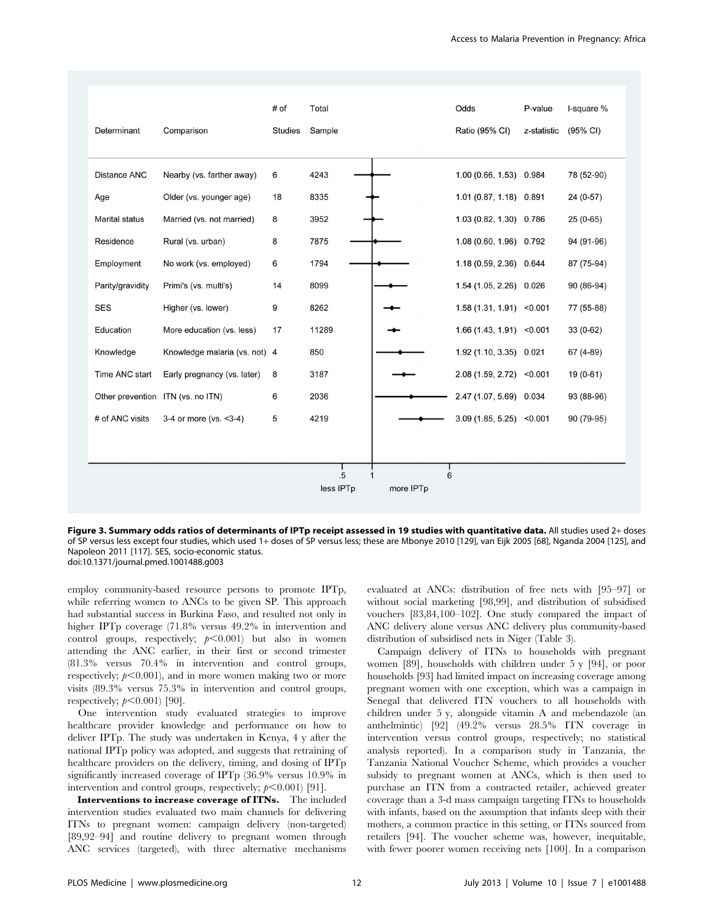| Determinant | Comparison | # of Studies | Total Sample | Odds Ratio (95% CI) | P-value z-statistic | I-square % (95% CI) |
|---|---|---|---|---|---|---|
| Distance ANC | Nearby (vs. farther away) | 6 | 4243 | 1.00 (0.66, 1.53) | 0.984 | 78 (52-90) |
| Age | Older (vs. younger age) | 18 | 8335 | 1.01 (0.87, 1.18) | 0.891 | 24 (0-57) |
| Marital status | Married (vs. not married) | 8 | 3952 | 1.03 (0.82, 1.30) | 0.786 | 25 (0-65) |
| Residence | Rural (vs. urban) | 8 | 7875 | 1.08 (0.60, 1.96) | 0.792 | 94 (91-96) |
| Employment | No work (vs. employed) | 6 | 1794 | 1.18 (0.59, 2.36) | 0.644 | 87 (75-94) |
| Parity/gravidity | Primi's (vs. multi's) | 14 | 8099 | 1.54 (1.05, 2.26) | 0.026 | 90 (86-94) |
| SES | Higher (vs. lower) | 9 | 8262 | 1.58 (1.31, 1.91) | <0.001 | 77 (55-88) |
| Education | More education (vs. less) | 17 | 11289 | 1.66 (1.43, 1.91) | <0.001 | 33 (0-62) |
| Knowledge | Knowledge malaria (vs. not) | 4 | 850 | 1.92 (1.10, 3.35) | 0.021 | 67 (4-89) |
| Time ANC start | Early pregnancy (vs. later) | 8 | 3187 | 2.08 (1.59, 2.72) | <0.001 | 19 (0-61) |
| Other prevention | ITN (vs. no ITN) | 6 | 2036 | 2.47 (1.07, 5.69) | 0.034 | 93 (88-96) |
| # of ANC visits | 3-4 or more (vs. <3-4) | 5 | 4219 | 3.09 (1.85, 5.25) | <0.001 | 90 (79-95) |

(Forest plot axis: .5, 1, 6; less IPTp / more IPTp)

**Figure 3. Summary odds ratios of determinants of IPTp receipt assessed in 19 studies with quantitative data.** All studies used 2+ doses of SP versus less except four studies, which used 1+ doses of SP versus less; these are Mbonye 2010 [129], van Eijk 2005 [68], Nganda 2004 [125], and Napoleon 2011 [117]. SES, socio-economic status.
doi:10.1371/journal.pmed.1001488.g003

employ community-based resource persons to promote IPTp, while referring women to ANCs to be given SP. This approach had substantial success in Burkina Faso, and resulted not only in higher IPTp coverage (71.8% versus 49.2% in intervention and control groups, respectively; $p<0.001$) but also in women attending the ANC earlier, in their first or second trimester (81.3% versus 70.4% in intervention and control groups, respectively; $p<0.001$), and in more women making two or more visits (89.3% versus 75.3% in intervention and control groups, respectively; $p<0.001$) [90].

One intervention study evaluated strategies to improve healthcare provider knowledge and performance on how to deliver IPTp. The study was undertaken in Kenya, 4 y after the national IPTp policy was adopted, and suggests that retraining of healthcare providers on the delivery, timing, and dosing of IPTp significantly increased coverage of IPTp (36.9% versus 10.9% in intervention and control groups, respectively; $p<0.001$) [91].

**Interventions to increase coverage of ITNs.** The included intervention studies evaluated two main channels for delivering ITNs to pregnant women: campaign delivery (non-targeted) [89,92–94] and routine delivery to pregnant women through ANC services (targeted), with three alternative mechanisms evaluated at ANCs: distribution of free nets with [95–97] or without social marketing [98,99], and distribution of subsidised vouchers [83,84,100–102]. One study compared the impact of ANC delivery alone versus ANC delivery plus community-based distribution of subsidised nets in Niger (Table 3).

Campaign delivery of ITNs to households with pregnant women [89], households with children under 5 y [94], or poor households [93] had limited impact on increasing coverage among pregnant women with one exception, which was a campaign in Senegal that delivered ITN vouchers to all households with children under 5 y, alongside vitamin A and mebendazole (an anthelmintic) [92] (49.2% versus 28.5% ITN coverage in intervention versus control groups, respectively; no statistical analysis reported). In a comparison study in Tanzania, the Tanzania National Voucher Scheme, which provides a voucher subsidy to pregnant women at ANCs, which is then used to purchase an ITN from a contracted retailer, achieved greater coverage than a 3-d mass campaign targeting ITNs to households with infants, based on the assumption that infants sleep with their mothers, a common practice in this setting, or ITNs sourced from retailers [94]. The voucher scheme was, however, inequitable, with fewer poorer women receiving nets [100]. In a comparison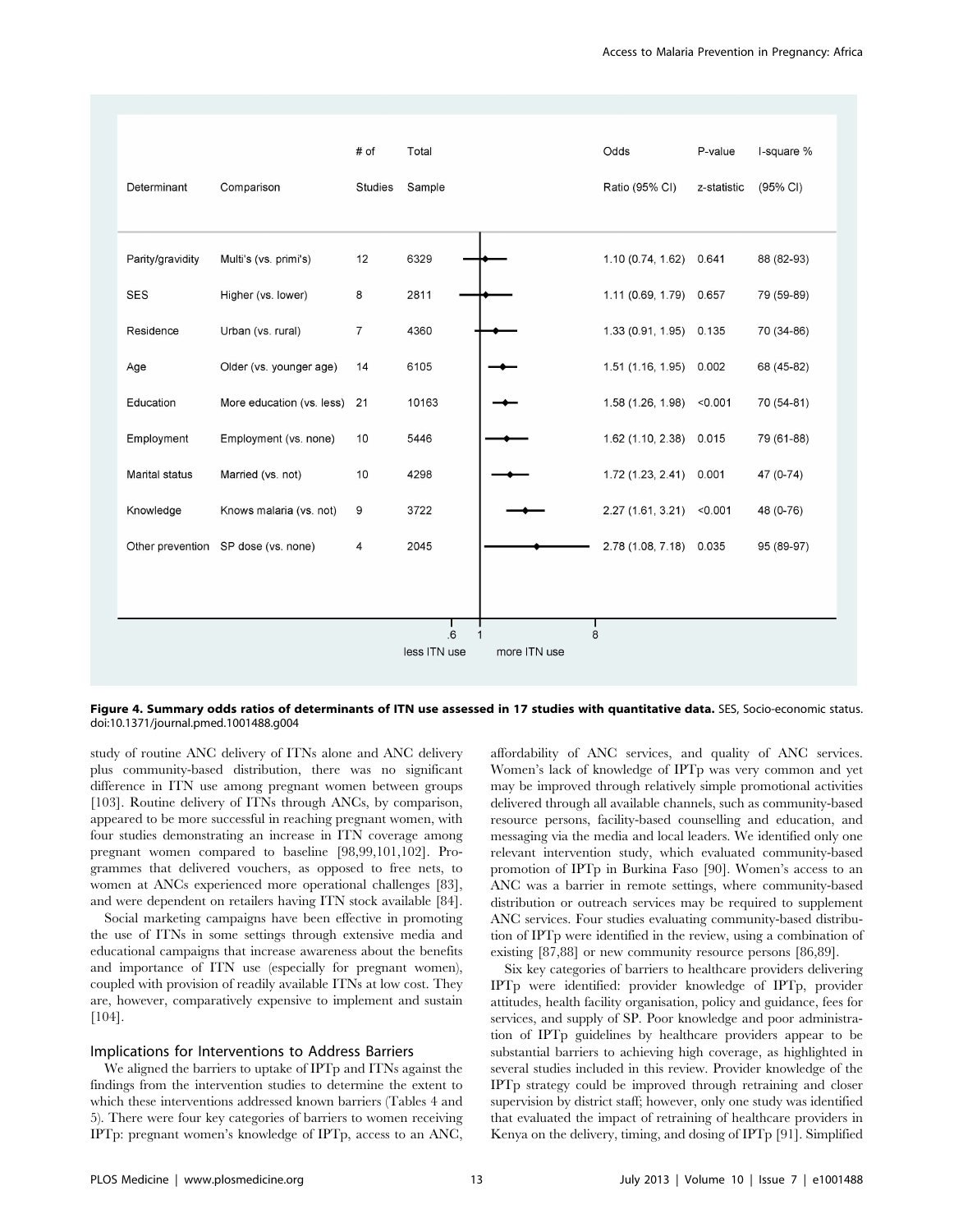| Determinant | Comparison | # of Studies | Total Sample | Odds Ratio (95% CI) | P-value z-statistic | I-square % (95% CI) |
|---|---|---|---|---|---|---|
| Parity/gravidity | Multi's (vs. primi's) | 12 | 6329 | 1.10 (0.74, 1.62) | 0.641 | 88 (82-93) |
| SES | Higher (vs. lower) | 8 | 2811 | 1.11 (0.69, 1.79) | 0.657 | 79 (59-89) |
| Residence | Urban (vs. rural) | 7 | 4360 | 1.33 (0.91, 1.95) | 0.135 | 70 (34-86) |
| Age | Older (vs. younger age) | 14 | 6105 | 1.51 (1.16, 1.95) | 0.002 | 68 (45-82) |
| Education | More education (vs. less) | 21 | 10163 | 1.58 (1.26, 1.98) | <0.001 | 70 (54-81) |
| Employment | Employment (vs. none) | 10 | 5446 | 1.62 (1.10, 2.38) | 0.015 | 79 (61-88) |
| Marital status | Married (vs. not) | 10 | 4298 | 1.72 (1.23, 2.41) | 0.001 | 47 (0-74) |
| Knowledge | Knows malaria (vs. not) | 9 | 3722 | 2.27 (1.61, 3.21) | <0.001 | 48 (0-76) |
| Other prevention | SP dose (vs. none) | 4 | 2045 | 2.78 (1.08, 7.18) | 0.035 | 95 (89-97) |

**Figure 4. Summary odds ratios of determinants of ITN use assessed in 17 studies with quantitative data.** SES, Socio-economic status. doi:10.1371/journal.pmed.1001488.g004

study of routine ANC delivery of ITNs alone and ANC delivery plus community-based distribution, there was no significant difference in ITN use among pregnant women between groups [103]. Routine delivery of ITNs through ANCs, by comparison, appeared to be more successful in reaching pregnant women, with four studies demonstrating an increase in ITN coverage among pregnant women compared to baseline [98,99,101,102]. Programmes that delivered vouchers, as opposed to free nets, to women at ANCs experienced more operational challenges [83], and were dependent on retailers having ITN stock available [84].

Social marketing campaigns have been effective in promoting the use of ITNs in some settings through extensive media and educational campaigns that increase awareness about the benefits and importance of ITN use (especially for pregnant women), coupled with provision of readily available ITNs at low cost. They are, however, comparatively expensive to implement and sustain [104].

### Implications for Interventions to Address Barriers

We aligned the barriers to uptake of IPTp and ITNs against the findings from the intervention studies to determine the extent to which these interventions addressed known barriers (Tables 4 and 5). There were four key categories of barriers to women receiving IPTp: pregnant women's knowledge of IPTp, access to an ANC, affordability of ANC services, and quality of ANC services. Women's lack of knowledge of IPTp was very common and yet may be improved through relatively simple promotional activities delivered through all available channels, such as community-based resource persons, facility-based counselling and education, and messaging via the media and local leaders. We identified only one relevant intervention study, which evaluated community-based promotion of IPTp in Burkina Faso [90]. Women's access to an ANC was a barrier in remote settings, where community-based distribution or outreach services may be required to supplement ANC services. Four studies evaluating community-based distribution of IPTp were identified in the review, using a combination of existing [87,88] or new community resource persons [86,89].

Six key categories of barriers to healthcare providers delivering IPTp were identified: provider knowledge of IPTp, provider attitudes, health facility organisation, policy and guidance, fees for services, and supply of SP. Poor knowledge and poor administration of IPTp guidelines by healthcare providers appear to be substantial barriers to achieving high coverage, as highlighted in several studies included in this review. Provider knowledge of the IPTp strategy could be improved through retraining and closer supervision by district staff; however, only one study was identified that evaluated the impact of retraining of healthcare providers in Kenya on the delivery, timing, and dosing of IPTp [91]. Simplified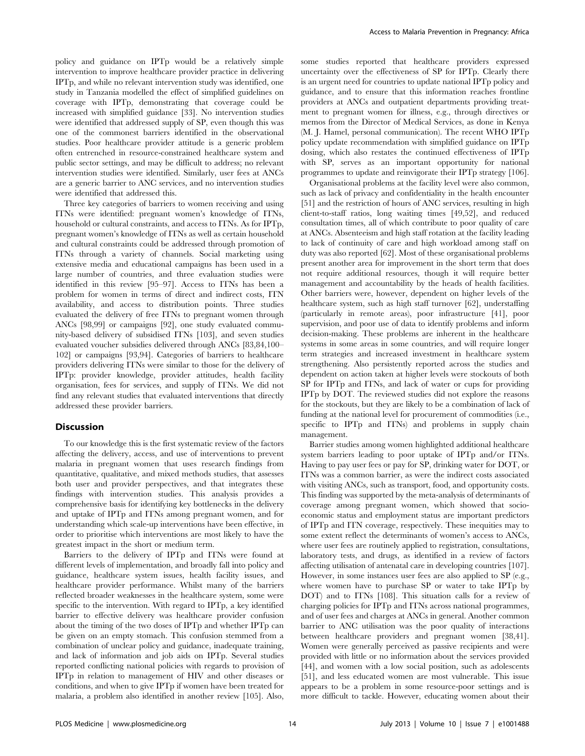policy and guidance on IPTp would be a relatively simple intervention to improve healthcare provider practice in delivering IPTp, and while no relevant intervention study was identified, one study in Tanzania modelled the effect of simplified guidelines on coverage with IPTp, demonstrating that coverage could be increased with simplified guidance [33]. No intervention studies were identified that addressed supply of SP, even though this was one of the commonest barriers identified in the observational studies. Poor healthcare provider attitude is a generic problem often entrenched in resource-constrained healthcare system and public sector settings, and may be difficult to address; no relevant intervention studies were identified. Similarly, user fees at ANCs are a generic barrier to ANC services, and no intervention studies were identified that addressed this.

Three key categories of barriers to women receiving and using ITNs were identified: pregnant women's knowledge of ITNs, household or cultural constraints, and access to ITNs. As for IPTp, pregnant women's knowledge of ITNs as well as certain household and cultural constraints could be addressed through promotion of ITNs through a variety of channels. Social marketing using extensive media and educational campaigns has been used in a large number of countries, and three evaluation studies were identified in this review [95–97]. Access to ITNs has been a problem for women in terms of direct and indirect costs, ITN availability, and access to distribution points. Three studies evaluated the delivery of free ITNs to pregnant women through ANCs [98,99] or campaigns [92], one study evaluated community-based delivery of subsidised ITNs [103], and seven studies evaluated voucher subsidies delivered through ANCs [83,84,100–102] or campaigns [93,94]. Categories of barriers to healthcare providers delivering ITNs were similar to those for the delivery of IPTp: provider knowledge, provider attitudes, health facility organisation, fees for services, and supply of ITNs. We did not find any relevant studies that evaluated interventions that directly addressed these provider barriers.

## Discussion

To our knowledge this is the first systematic review of the factors affecting the delivery, access, and use of interventions to prevent malaria in pregnant women that uses research findings from quantitative, qualitative, and mixed methods studies, that assesses both user and provider perspectives, and that integrates these findings with intervention studies. This analysis provides a comprehensive basis for identifying key bottlenecks in the delivery and uptake of IPTp and ITNs among pregnant women, and for understanding which scale-up interventions have been effective, in order to prioritise which interventions are most likely to have the greatest impact in the short or medium term.

Barriers to the delivery of IPTp and ITNs were found at different levels of implementation, and broadly fall into policy and guidance, healthcare system issues, health facility issues, and healthcare provider performance. Whilst many of the barriers reflected broader weaknesses in the healthcare system, some were specific to the intervention. With regard to IPTp, a key identified barrier to effective delivery was healthcare provider confusion about the timing of the two doses of IPTp and whether IPTp can be given on an empty stomach. This confusion stemmed from a combination of unclear policy and guidance, inadequate training, and lack of information and job aids on IPTp. Several studies reported conflicting national policies with regards to provision of IPTp in relation to management of HIV and other diseases or conditions, and when to give IPTp if women have been treated for malaria, a problem also identified in another review [105]. Also, some studies reported that healthcare providers expressed uncertainty over the effectiveness of SP for IPTp. Clearly there is an urgent need for countries to update national IPTp policy and guidance, and to ensure that this information reaches frontline providers at ANCs and outpatient departments providing treatment to pregnant women for illness, e.g., through directives or memos from the Director of Medical Services, as done in Kenya (M. J. Hamel, personal communication). The recent WHO IPTp policy update recommendation with simplified guidance on IPTp dosing, which also restates the continued effectiveness of IPTp with SP, serves as an important opportunity for national programmes to update and reinvigorate their IPTp strategy [106].

Organisational problems at the facility level were also common, such as lack of privacy and confidentiality in the health encounter [51] and the restriction of hours of ANC services, resulting in high client-to-staff ratios, long waiting times [49,52], and reduced consultation times, all of which contribute to poor quality of care at ANCs. Absenteeism and high staff rotation at the facility leading to lack of continuity of care and high workload among staff on duty was also reported [62]. Most of these organisational problems present another area for improvement in the short term that does not require additional resources, though it will require better management and accountability by the heads of health facilities. Other barriers were, however, dependent on higher levels of the healthcare system, such as high staff turnover [62], understaffing (particularly in remote areas), poor infrastructure [41], poor supervision, and poor use of data to identify problems and inform decision-making. These problems are inherent in the healthcare systems in some areas in some countries, and will require longer term strategies and increased investment in healthcare system strengthening. Also persistently reported across the studies and dependent on action taken at higher levels were stockouts of both SP for IPTp and ITNs, and lack of water or cups for providing IPTp by DOT. The reviewed studies did not explore the reasons for the stockouts, but they are likely to be a combination of lack of funding at the national level for procurement of commodities (i.e., specific to IPTp and ITNs) and problems in supply chain management.

Barrier studies among women highlighted additional healthcare system barriers leading to poor uptake of IPTp and/or ITNs. Having to pay user fees or pay for SP, drinking water for DOT, or ITNs was a common barrier, as were the indirect costs associated with visiting ANCs, such as transport, food, and opportunity costs. This finding was supported by the meta-analysis of determinants of coverage among pregnant women, which showed that socio-economic status and employment status are important predictors of IPTp and ITN coverage, respectively. These inequities may to some extent reflect the determinants of women's access to ANCs, where user fees are routinely applied to registration, consultations, laboratory tests, and drugs, as identified in a review of factors affecting utilisation of antenatal care in developing countries [107]. However, in some instances user fees are also applied to SP (e.g., where women have to purchase SP or water to take IPTp by DOT) and to ITNs [108]. This situation calls for a review of charging policies for IPTp and ITNs across national programmes, and of user fees and charges at ANCs in general. Another common barrier to ANC utilisation was the poor quality of interactions between healthcare providers and pregnant women [38,41]. Women were generally perceived as passive recipients and were provided with little or no information about the services provided [44], and women with a low social position, such as adolescents [51], and less educated women are most vulnerable. This issue appears to be a problem in some resource-poor settings and is more difficult to tackle. However, educating women about their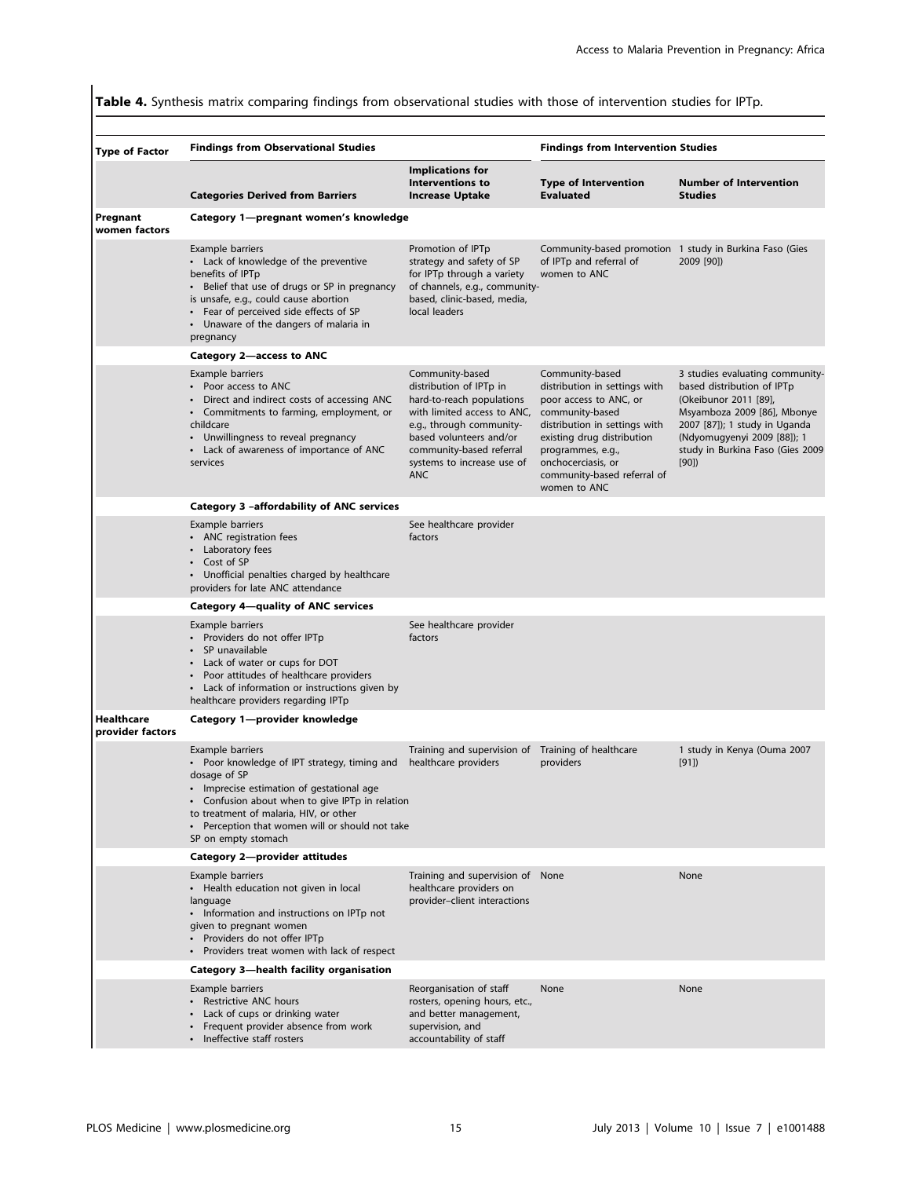**Table 4.** Synthesis matrix comparing findings from observational studies with those of intervention studies for IPTp.

| Type of Factor | Findings from Observational Studies | | Findings from Intervention Studies | |
|---|---|---|---|---|
| | **Categories Derived from Barriers** | **Implications for Interventions to Increase Uptake** | **Type of Intervention Evaluated** | **Number of Intervention Studies** |
| **Pregnant women factors** | **Category 1—pregnant women's knowledge** | | | |
| | Example barriers<br>• Lack of knowledge of the preventive benefits of IPTp<br>• Belief that use of drugs or SP in pregnancy is unsafe, e.g., could cause abortion<br>• Fear of perceived side effects of SP<br>• Unaware of the dangers of malaria in pregnancy | Promotion of IPTp strategy and safety of SP for IPTp through a variety of channels, e.g., community-based, clinic-based, media, local leaders | Community-based promotion of IPTp and referral of women to ANC | 1 study in Burkina Faso (Gies 2009 [90]) |
| | **Category 2—access to ANC** | | | |
| | Example barriers<br>• Poor access to ANC<br>• Direct and indirect costs of accessing ANC<br>• Commitments to farming, employment, or childcare<br>• Unwillingness to reveal pregnancy<br>• Lack of awareness of importance of ANC services | Community-based distribution of IPTp in hard-to-reach populations with limited access to ANC, e.g., through community-based volunteers and/or community-based referral systems to increase use of ANC | Community-based distribution in settings with poor access to ANC, or community-based distribution in settings with existing drug distribution programmes, e.g., onchocerciasis, or community-based referral of women to ANC | 3 studies evaluating community-based distribution of IPTp (Okeibunor 2011 [89], Msyamboza 2009 [86], Mbonye 2007 [87]); 1 study in Uganda (Ndyomugyenyi 2009 [88]); 1 study in Burkina Faso (Gies 2009 [90]) |
| | **Category 3 –affordability of ANC services** | | | |
| | Example barriers<br>• ANC registration fees<br>• Laboratory fees<br>• Cost of SP<br>• Unofficial penalties charged by healthcare providers for late ANC attendance | See healthcare provider factors | | |
| | **Category 4—quality of ANC services** | | | |
| | Example barriers<br>• Providers do not offer IPTp<br>• SP unavailable<br>• Lack of water or cups for DOT<br>• Poor attitudes of healthcare providers<br>• Lack of information or instructions given by healthcare providers regarding IPTp | See healthcare provider factors | | |
| **Healthcare provider factors** | **Category 1—provider knowledge** | | | |
| | Example barriers<br>• Poor knowledge of IPT strategy, timing and dosage of SP<br>• Imprecise estimation of gestational age<br>• Confusion about when to give IPTp in relation to treatment of malaria, HIV, or other<br>• Perception that women will or should not take SP on empty stomach | Training and supervision of healthcare providers | Training of healthcare providers | 1 study in Kenya (Ouma 2007 [91]) |
| | **Category 2—provider attitudes** | | | |
| | Example barriers<br>• Health education not given in local language<br>• Information and instructions on IPTp not given to pregnant women<br>• Providers do not offer IPTp<br>• Providers treat women with lack of respect | Training and supervision of healthcare providers on provider–client interactions | None | None |
| | **Category 3—health facility organisation** | | | |
| | Example barriers<br>• Restrictive ANC hours<br>• Lack of cups or drinking water<br>• Frequent provider absence from work<br>• Ineffective staff rosters | Reorganisation of staff rosters, opening hours, etc., and better management, supervision, and accountability of staff | None | None |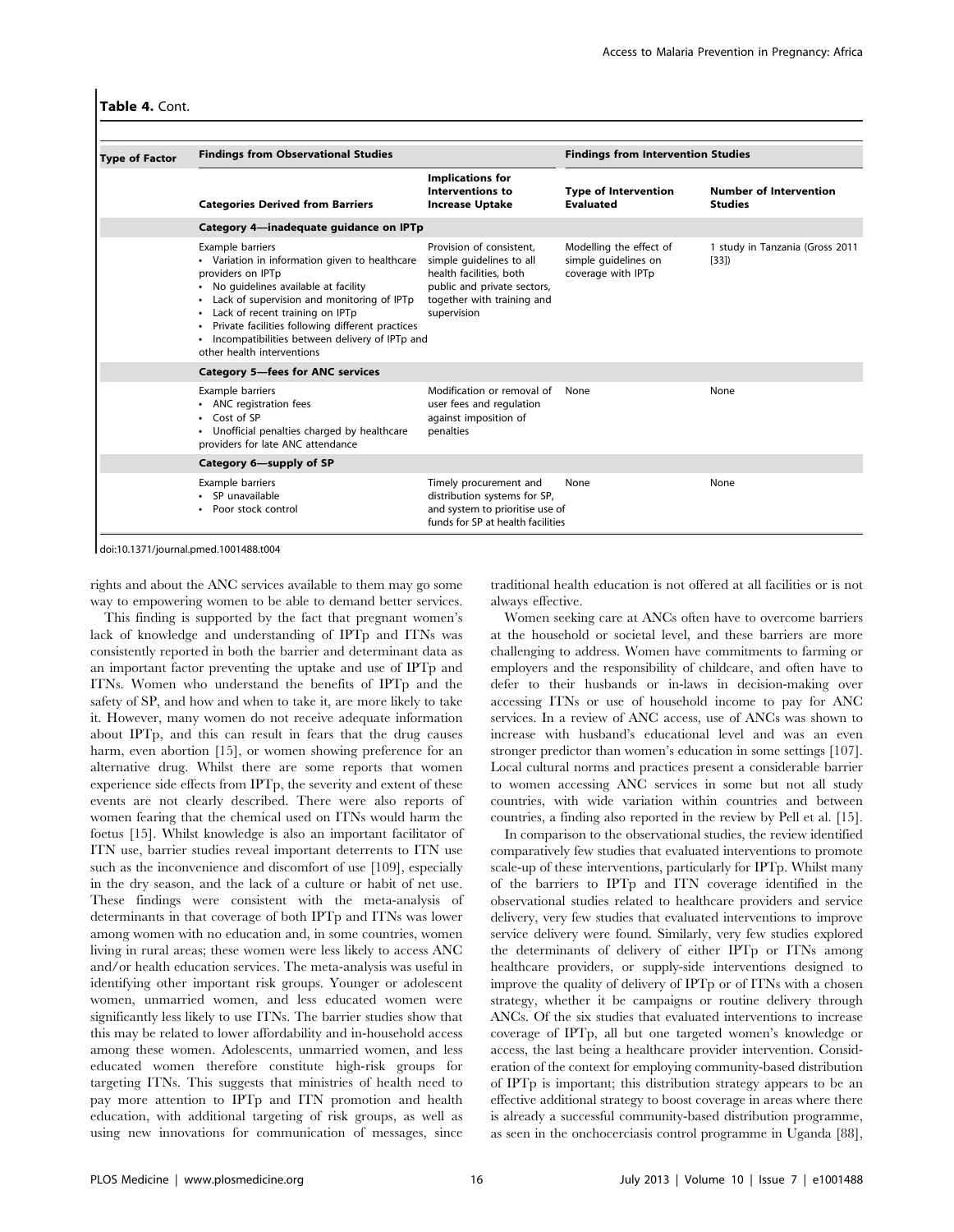**Table 4.** Cont.

| Type of Factor | Findings from Observational Studies | | Findings from Intervention Studies | |
|---|---|---|---|---|
| | Categories Derived from Barriers | Implications for Interventions to Increase Uptake | Type of Intervention Evaluated | Number of Intervention Studies |
| | **Category 4—inadequate guidance on IPTp** | | | |
| | Example barriers<br>• Variation in information given to healthcare providers on IPTp<br>• No guidelines available at facility<br>• Lack of supervision and monitoring of IPTp<br>• Lack of recent training on IPTp<br>• Private facilities following different practices<br>• Incompatibilities between delivery of IPTp and other health interventions | Provision of consistent, simple guidelines to all health facilities, both public and private sectors, together with training and supervision | Modelling the effect of simple guidelines on coverage with IPTp | 1 study in Tanzania (Gross 2011 [33]) |
| | **Category 5—fees for ANC services** | | | |
| | Example barriers<br>• ANC registration fees<br>• Cost of SP<br>• Unofficial penalties charged by healthcare providers for late ANC attendance | Modification or removal of user fees and regulation against imposition of penalties | None | None |
| | **Category 6—supply of SP** | | | |
| | Example barriers<br>• SP unavailable<br>• Poor stock control | Timely procurement and distribution systems for SP, and system to prioritise use of funds for SP at health facilities | None | None |

doi:10.1371/journal.pmed.1001488.t004

rights and about the ANC services available to them may go some way to empowering women to be able to demand better services.

This finding is supported by the fact that pregnant women's lack of knowledge and understanding of IPTp and ITNs was consistently reported in both the barrier and determinant data as an important factor preventing the uptake and use of IPTp and ITNs. Women who understand the benefits of IPTp and the safety of SP, and how and when to take it, are more likely to take it. However, many women do not receive adequate information about IPTp, and this can result in fears that the drug causes harm, even abortion [15], or women showing preference for an alternative drug. Whilst there are some reports that women experience side effects from IPTp, the severity and extent of these events are not clearly described. There were also reports of women fearing that the chemical used on ITNs would harm the foetus [15]. Whilst knowledge is also an important facilitator of ITN use, barrier studies reveal important deterrents to ITN use such as the inconvenience and discomfort of use [109], especially in the dry season, and the lack of a culture or habit of net use. These findings were consistent with the meta-analysis of determinants in that coverage of both IPTp and ITNs was lower among women with no education and, in some countries, women living in rural areas; these women were less likely to access ANC and/or health education services. The meta-analysis was useful in identifying other important risk groups. Younger or adolescent women, unmarried women, and less educated women were significantly less likely to use ITNs. The barrier studies show that this may be related to lower affordability and in-household access among these women. Adolescents, unmarried women, and less educated women therefore constitute high-risk groups for targeting ITNs. This suggests that ministries of health need to pay more attention to IPTp and ITN promotion and health education, with additional targeting of risk groups, as well as using new innovations for communication of messages, since traditional health education is not offered at all facilities or is not always effective.

Women seeking care at ANCs often have to overcome barriers at the household or societal level, and these barriers are more challenging to address. Women have commitments to farming or employers and the responsibility of childcare, and often have to defer to their husbands or in-laws in decision-making over accessing ITNs or use of household income to pay for ANC services. In a review of ANC access, use of ANCs was shown to increase with husband's educational level and was an even stronger predictor than women's education in some settings [107]. Local cultural norms and practices present a considerable barrier to women accessing ANC services in some but not all study countries, with wide variation within countries and between countries, a finding also reported in the review by Pell et al. [15].

In comparison to the observational studies, the review identified comparatively few studies that evaluated interventions to promote scale-up of these interventions, particularly for IPTp. Whilst many of the barriers to IPTp and ITN coverage identified in the observational studies related to healthcare providers and service delivery, very few studies that evaluated interventions to improve service delivery were found. Similarly, very few studies explored the determinants of delivery of either IPTp or ITNs among healthcare providers, or supply-side interventions designed to improve the quality of delivery of IPTp or of ITNs with a chosen strategy, whether it be campaigns or routine delivery through ANCs. Of the six studies that evaluated interventions to increase coverage of IPTp, all but one targeted women's knowledge or access, the last being a healthcare provider intervention. Consideration of the context for employing community-based distribution of IPTp is important; this distribution strategy appears to be an effective additional strategy to boost coverage in areas where there is already a successful community-based distribution programme, as seen in the onchocerciasis control programme in Uganda [88],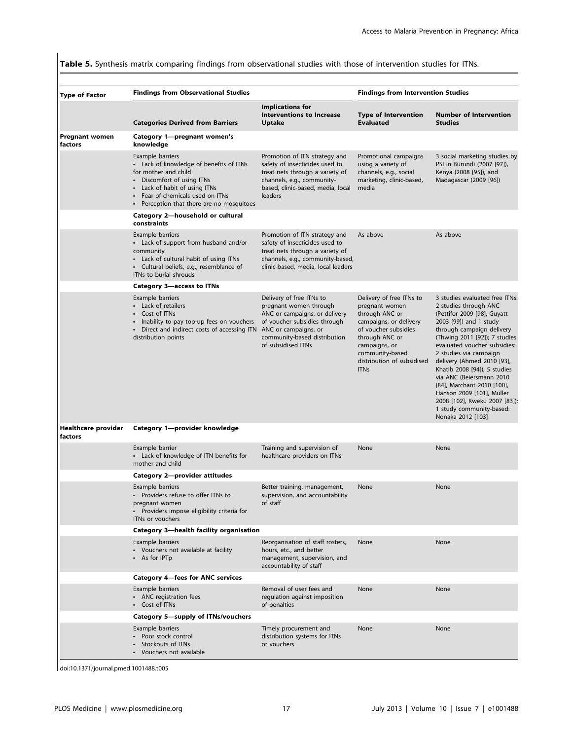**Table 5.** Synthesis matrix comparing findings from observational studies with those of intervention studies for ITNs.

| Type of Factor | Findings from Observational Studies | | Findings from Intervention Studies | |
|---|---|---|---|---|
| | **Categories Derived from Barriers** | **Implications for Interventions to Increase Uptake** | **Type of Intervention Evaluated** | **Number of Intervention Studies** |
| **Pregnant women factors** | **Category 1—pregnant women's knowledge** | | | |
| | Example barriers<br>• Lack of knowledge of benefits of ITNs for mother and child<br>• Discomfort of using ITNs<br>• Lack of habit of using ITNs<br>• Fear of chemicals used on ITNs<br>• Perception that there are no mosquitoes | Promotion of ITN strategy and safety of insecticides used to treat nets through a variety of channels, e.g., community-based, clinic-based, media, local leaders | Promotional campaigns using a variety of channels, e.g., social marketing, clinic-based, media | 3 social marketing studies by PSI in Burundi (2007 [97]), Kenya (2008 [95]), and Madagascar (2009 [96]) |
| | **Category 2—household or cultural constraints** | | | |
| | Example barriers<br>• Lack of support from husband and/or community<br>• Lack of cultural habit of using ITNs<br>• Cultural beliefs, e.g., resemblance of ITNs to burial shrouds | Promotion of ITN strategy and safety of insecticides used to treat nets through a variety of channels, e.g., community-based, clinic-based, media, local leaders | As above | As above |
| | **Category 3—access to ITNs** | | | |
| | Example barriers<br>• Lack of retailers<br>• Cost of ITNs<br>• Inability to pay top-up fees on vouchers<br>• Direct and indirect costs of accessing ITN distribution points | Delivery of free ITNs to pregnant women through ANC or campaigns, or delivery of voucher subsidies through ANC or campaigns, or community-based distribution of subsidised ITNs | Delivery of free ITNs to pregnant women through ANC or campaigns, or delivery of voucher subsidies through ANC or campaigns, or community-based distribution of subsidised ITNs | 3 studies evaluated free ITNs: 2 studies through ANC (Pettifor 2009 [98], Guyatt 2003 [99]) and 1 study through campaign delivery (Thwing 2011 [92]); 7 studies evaluated voucher subsidies: 2 studies via campaign delivery (Ahmed 2010 [93], Khatib 2008 [94]), 5 studies via ANC (Beiersmann 2010 [84], Marchant 2010 [100], Hanson 2009 [101], Muller 2008 [102], Kweku 2007 [83]); 1 study community-based: Nonaka 2012 [103] |
| **Healthcare provider factors** | **Category 1—provider knowledge** | | | |
| | Example barrier<br>• Lack of knowledge of ITN benefits for mother and child | Training and supervision of healthcare providers on ITNs | None | None |
| | **Category 2—provider attitudes** | | | |
| | Example barriers<br>• Providers refuse to offer ITNs to pregnant women<br>• Providers impose eligibility criteria for ITNs or vouchers | Better training, management, supervision, and accountability of staff | None | None |
| | **Category 3—health facility organisation** | | | |
| | Example barriers<br>• Vouchers not available at facility<br>• As for IPTp | Reorganisation of staff rosters, hours, etc., and better management, supervision, and accountability of staff | None | None |
| | **Category 4—fees for ANC services** | | | |
| | Example barriers<br>• ANC registration fees<br>• Cost of ITNs | Removal of user fees and regulation against imposition of penalties | None | None |
| | **Category 5—supply of ITNs/vouchers** | | | |
| | Example barriers<br>• Poor stock control<br>• Stockouts of ITNs<br>• Vouchers not available | Timely procurement and distribution systems for ITNs or vouchers | None | None |

doi:10.1371/journal.pmed.1001488.t005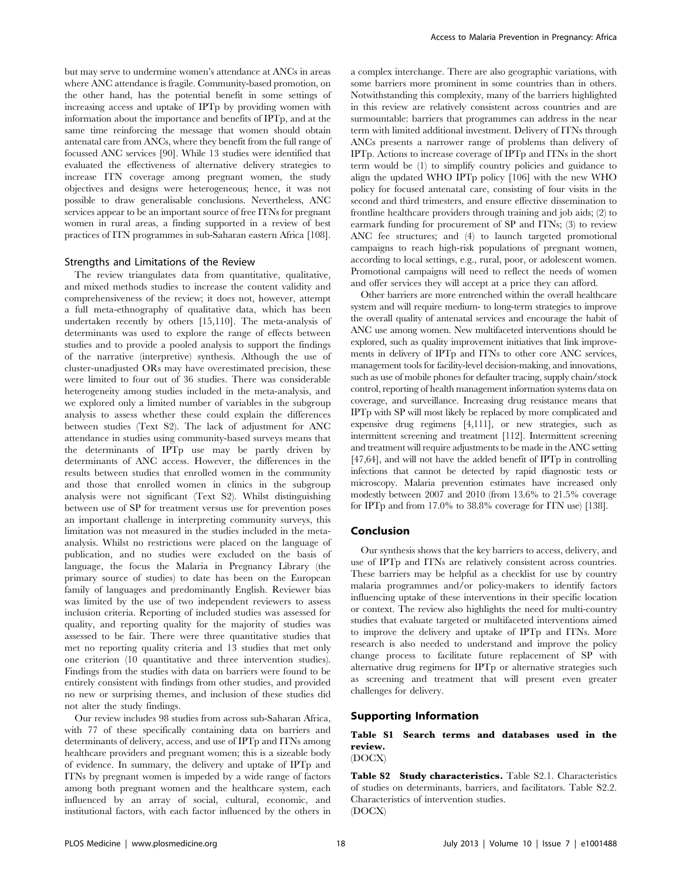but may serve to undermine women's attendance at ANCs in areas where ANC attendance is fragile. Community-based promotion, on the other hand, has the potential benefit in some settings of increasing access and uptake of IPTp by providing women with information about the importance and benefits of IPTp, and at the same time reinforcing the message that women should obtain antenatal care from ANCs, where they benefit from the full range of focussed ANC services [90]. While 13 studies were identified that evaluated the effectiveness of alternative delivery strategies to increase ITN coverage among pregnant women, the study objectives and designs were heterogeneous; hence, it was not possible to draw generalisable conclusions. Nevertheless, ANC services appear to be an important source of free ITNs for pregnant women in rural areas, a finding supported in a review of best practices of ITN programmes in sub-Saharan eastern Africa [108].

### Strengths and Limitations of the Review

The review triangulates data from quantitative, qualitative, and mixed methods studies to increase the content validity and comprehensiveness of the review; it does not, however, attempt a full meta-ethnography of qualitative data, which has been undertaken recently by others [15,110]. The meta-analysis of determinants was used to explore the range of effects between studies and to provide a pooled analysis to support the findings of the narrative (interpretive) synthesis. Although the use of cluster-unadjusted ORs may have overestimated precision, these were limited to four out of 36 studies. There was considerable heterogeneity among studies included in the meta-analysis, and we explored only a limited number of variables in the subgroup analysis to assess whether these could explain the differences between studies (Text S2). The lack of adjustment for ANC attendance in studies using community-based surveys means that the determinants of IPTp use may be partly driven by determinants of ANC access. However, the differences in the results between studies that enrolled women in the community and those that enrolled women in clinics in the subgroup analysis were not significant (Text S2). Whilst distinguishing between use of SP for treatment versus use for prevention poses an important challenge in interpreting community surveys, this limitation was not measured in the studies included in the meta-analysis. Whilst no restrictions were placed on the language of publication, and no studies were excluded on the basis of language, the focus the Malaria in Pregnancy Library (the primary source of studies) to date has been on the European family of languages and predominantly English. Reviewer bias was limited by the use of two independent reviewers to assess inclusion criteria. Reporting of included studies was assessed for quality, and reporting quality for the majority of studies was assessed to be fair. There were three quantitative studies that met no reporting quality criteria and 13 studies that met only one criterion (10 quantitative and three intervention studies). Findings from the studies with data on barriers were found to be entirely consistent with findings from other studies, and provided no new or surprising themes, and inclusion of these studies did not alter the study findings.

Our review includes 98 studies from across sub-Saharan Africa, with 77 of these specifically containing data on barriers and determinants of delivery, access, and use of IPTp and ITNs among healthcare providers and pregnant women; this is a sizeable body of evidence. In summary, the delivery and uptake of IPTp and ITNs by pregnant women is impeded by a wide range of factors among both pregnant women and the healthcare system, each influenced by an array of social, cultural, economic, and institutional factors, with each factor influenced by the others in a complex interchange. There are also geographic variations, with some barriers more prominent in some countries than in others. Notwithstanding this complexity, many of the barriers highlighted in this review are relatively consistent across countries and are surmountable: barriers that programmes can address in the near term with limited additional investment. Delivery of ITNs through ANCs presents a narrower range of problems than delivery of IPTp. Actions to increase coverage of IPTp and ITNs in the short term would be (1) to simplify country policies and guidance to align the updated WHO IPTp policy [106] with the new WHO policy for focused antenatal care, consisting of four visits in the second and third trimesters, and ensure effective dissemination to frontline healthcare providers through training and job aids; (2) to earmark funding for procurement of SP and ITNs; (3) to review ANC fee structures; and (4) to launch targeted promotional campaigns to reach high-risk populations of pregnant women, according to local settings, e.g., rural, poor, or adolescent women. Promotional campaigns will need to reflect the needs of women and offer services they will accept at a price they can afford.

Other barriers are more entrenched within the overall healthcare system and will require medium- to long-term strategies to improve the overall quality of antenatal services and encourage the habit of ANC use among women. New multifaceted interventions should be explored, such as quality improvement initiatives that link improvements in delivery of IPTp and ITNs to other core ANC services, management tools for facility-level decision-making, and innovations, such as use of mobile phones for defaulter tracing, supply chain/stock control, reporting of health management information systems data on coverage, and surveillance. Increasing drug resistance means that IPTp with SP will most likely be replaced by more complicated and expensive drug regimens [4,111], or new strategies, such as intermittent screening and treatment [112]. Intermittent screening and treatment will require adjustments to be made in the ANC setting [47,64], and will not have the added benefit of IPTp in controlling infections that cannot be detected by rapid diagnostic tests or microscopy. Malaria prevention estimates have increased only modestly between 2007 and 2010 (from 13.6% to 21.5% coverage for IPTp and from 17.0% to 38.8% coverage for ITN use) [138].

## Conclusion

Our synthesis shows that the key barriers to access, delivery, and use of IPTp and ITNs are relatively consistent across countries. These barriers may be helpful as a checklist for use by country malaria programmes and/or policy-makers to identify factors influencing uptake of these interventions in their specific location or context. The review also highlights the need for multi-country studies that evaluate targeted or multifaceted interventions aimed to improve the delivery and uptake of IPTp and ITNs. More research is also needed to understand and improve the policy change process to facilitate future replacement of SP with alternative drug regimens for IPTp or alternative strategies such as screening and treatment that will present even greater challenges for delivery.

## Supporting Information

**Table S1 Search terms and databases used in the review.**
(DOCX)

**Table S2 Study characteristics.** Table S2.1. Characteristics of studies on determinants, barriers, and facilitators. Table S2.2. Characteristics of intervention studies.
(DOCX)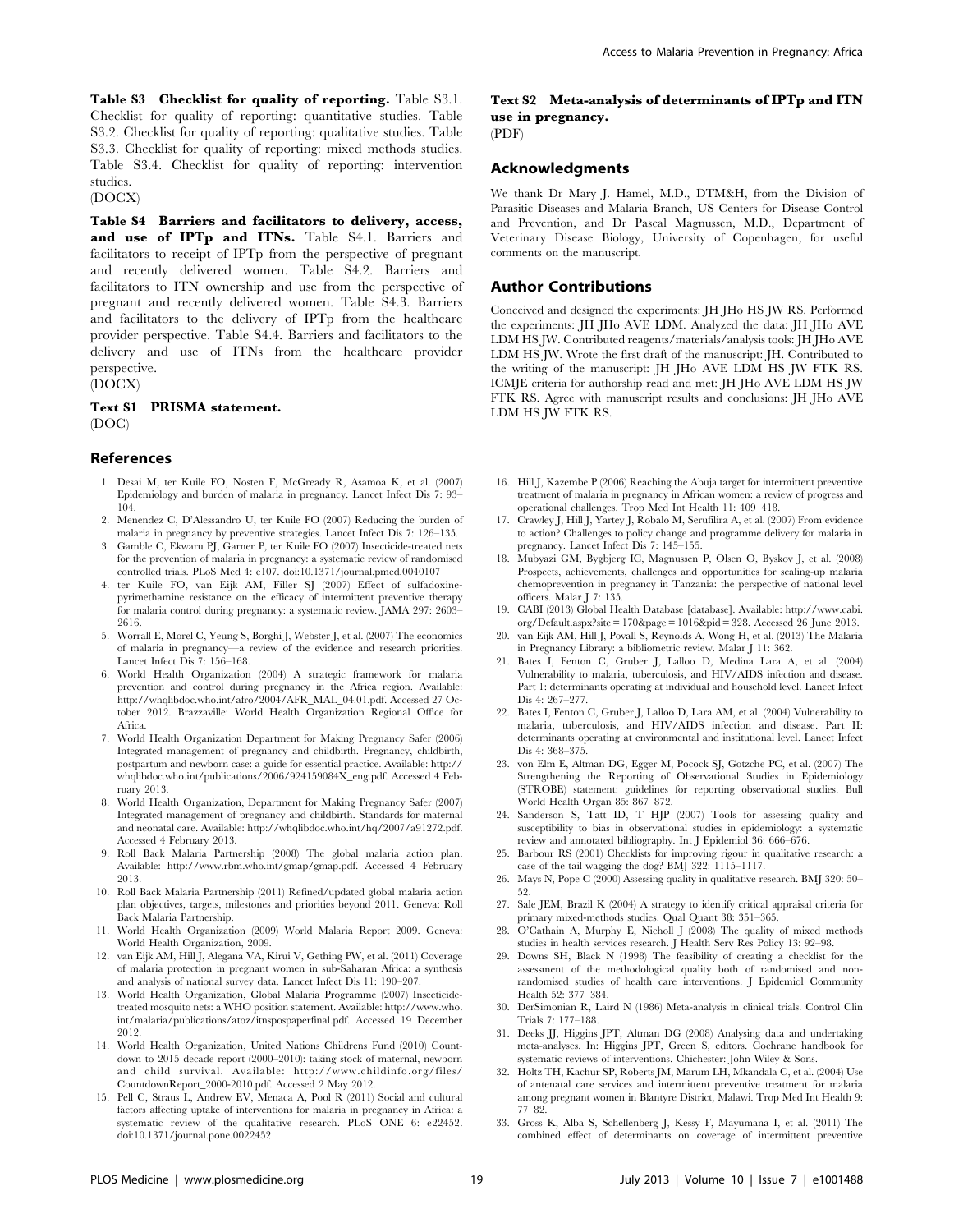**Table S3 Checklist for quality of reporting.** Table S3.1. Checklist for quality of reporting: quantitative studies. Table S3.2. Checklist for quality of reporting: qualitative studies. Table S3.3. Checklist for quality of reporting: mixed methods studies. Table S3.4. Checklist for quality of reporting: intervention studies.
(DOCX)

**Table S4 Barriers and facilitators to delivery, access, and use of IPTp and ITNs.** Table S4.1. Barriers and facilitators to receipt of IPTp from the perspective of pregnant and recently delivered women. Table S4.2. Barriers and facilitators to ITN ownership and use from the perspective of pregnant and recently delivered women. Table S4.3. Barriers and facilitators to the delivery of IPTp from the healthcare provider perspective. Table S4.4. Barriers and facilitators to the delivery and use of ITNs from the healthcare provider perspective.
(DOCX)

**Text S1 PRISMA statement.**
(DOC)

**Text S2 Meta-analysis of determinants of IPTp and ITN use in pregnancy.**
(PDF)

## Acknowledgments

We thank Dr Mary J. Hamel, M.D., DTM&H, from the Division of Parasitic Diseases and Malaria Branch, US Centers for Disease Control and Prevention, and Dr Pascal Magnussen, M.D., Department of Veterinary Disease Biology, University of Copenhagen, for useful comments on the manuscript.

## Author Contributions

Conceived and designed the experiments: JH JHo HS JW RS. Performed the experiments: JH JHo AVE LDM. Analyzed the data: JH JHo AVE LDM HS JW. Contributed reagents/materials/analysis tools: JH JHo AVE LDM HS JW. Wrote the first draft of the manuscript: JH. Contributed to the writing of the manuscript: JH JHo AVE LDM HS JW FTK RS. ICMJE criteria for authorship read and met: JH JHo AVE LDM HS JW FTK RS. Agree with manuscript results and conclusions: JH JHo AVE LDM HS JW FTK RS.

## References

1. Desai M, ter Kuile FO, Nosten F, McGready R, Asamoa K, et al. (2007) Epidemiology and burden of malaria in pregnancy. Lancet Infect Dis 7: 93–104.
2. Menendez C, D'Alessandro U, ter Kuile FO (2007) Reducing the burden of malaria in pregnancy by preventive strategies. Lancet Infect Dis 7: 126–135.
3. Gamble C, Ekwaru PJ, Garner P, ter Kuile FO (2007) Insecticide-treated nets for the prevention of malaria in pregnancy: a systematic review of randomised controlled trials. PLoS Med 4: e107. doi:10.1371/journal.pmed.0040107
4. ter Kuile FO, van Eijk AM, Filler SJ (2007) Effect of sulfadoxine-pyrimethamine resistance on the efficacy of intermittent preventive therapy for malaria control during pregnancy: a systematic review. JAMA 297: 2603–2616.
5. Worrall E, Morel C, Yeung S, Borghi J, Webster J, et al. (2007) The economics of malaria in pregnancy—a review of the evidence and research priorities. Lancet Infect Dis 7: 156–168.
6. World Health Organization (2004) A strategic framework for malaria prevention and control during pregnancy in the Africa region. Available: http://whqlibdoc.who.int/afro/2004/AFR_MAL_04.01.pdf. Accessed 27 October 2012. Brazzaville: World Health Organization Regional Office for Africa.
7. World Health Organization Department for Making Pregnancy Safer (2006) Integrated management of pregnancy and childbirth. Pregnancy, childbirth, postpartum and newborn case: a guide for essential practice. Available: http://whqlibdoc.who.int/publications/2006/924159084X_eng.pdf. Accessed 4 February 2013.
8. World Health Organization, Department for Making Pregnancy Safer (2007) Integrated management of pregnancy and childbirth. Standards for maternal and neonatal care. Available: http://whqlibdoc.who.int/hq/2007/a91272.pdf. Accessed 4 February 2013.
9. Roll Back Malaria Partnership (2008) The global malaria action plan. Available: http://www.rbm.who.int/gmap/gmap.pdf. Accessed 4 February 2013.
10. Roll Back Malaria Partnership (2011) Refined/updated global malaria action plan objectives, targets, milestones and priorities beyond 2011. Geneva: Roll Back Malaria Partnership.
11. World Health Organization (2009) World Malaria Report 2009. Geneva: World Health Organization, 2009.
12. van Eijk AM, Hill J, Alegana VA, Kirui V, Gething PW, et al. (2011) Coverage of malaria protection in pregnant women in sub-Saharan Africa: a synthesis and analysis of national survey data. Lancet Infect Dis 11: 190–207.
13. World Health Organization, Global Malaria Programme (2007) Insecticide-treated mosquito nets: a WHO position statement. Available: http://www.who.int/malaria/publications/atoz/itnspospaperfinal.pdf. Accessed 19 December 2012.
14. World Health Organization, United Nations Childrens Fund (2010) Countdown to 2015 decade report (2000–2010): taking stock of maternal, newborn and child survival. Available: http://www.childinfo.org/files/CountdownReport_2000-2010.pdf. Accessed 2 May 2012.
15. Pell C, Straus L, Andrew EV, Menaca A, Pool R (2011) Social and cultural factors affecting uptake of interventions for malaria in pregnancy in Africa: a systematic review of the qualitative research. PLoS ONE 6: e22452. doi:10.1371/journal.pone.0022452
16. Hill J, Kazembe P (2006) Reaching the Abuja target for intermittent preventive treatment of malaria in pregnancy in African women: a review of progress and operational challenges. Trop Med Int Health 11: 409–418.
17. Crawley J, Hill J, Yartey J, Robalo M, Serufilira A, et al. (2007) From evidence to action? Challenges to policy change and programme delivery for malaria in pregnancy. Lancet Infect Dis 7: 145–155.
18. Mubyazi GM, Bygbjerg IC, Magnussen P, Olsen O, Byskov J, et al. (2008) Prospects, achievements, challenges and opportunities for scaling-up malaria chemoprevention in pregnancy in Tanzania: the perspective of national level officers. Malar J 7: 135.
19. CABI (2013) Global Health Database [database]. Available: http://www.cabi.org/Default.aspx?site = 170&page = 1016&pid = 328. Accessed 26 June 2013.
20. van Eijk AM, Hill J, Povall S, Reynolds A, Wong H, et al. (2013) The Malaria in Pregnancy Library: a bibliometric review. Malar J 11: 362.
21. Bates I, Fenton C, Gruber J, Lalloo D, Medina Lara A, et al. (2004) Vulnerability to malaria, tuberculosis, and HIV/AIDS infection and disease. Part 1: determinants operating at individual and household level. Lancet Infect Dis 4: 267–277.
22. Bates I, Fenton C, Gruber J, Lalloo D, Lara AM, et al. (2004) Vulnerability to malaria, tuberculosis, and HIV/AIDS infection and disease. Part II: determinants operating at environmental and institutional level. Lancet Infect Dis 4: 368–375.
23. von Elm E, Altman DG, Egger M, Pocock SJ, Gotzche PC, et al. (2007) The Strengthening the Reporting of Observational Studies in Epidemiology (STROBE) statement: guidelines for reporting observational studies. Bull World Health Organ 85: 867–872.
24. Sanderson S, Tatt ID, T HJP (2007) Tools for assessing quality and susceptibility to bias in observational studies in epidemiology: a systematic review and annotated bibliography. Int J Epidemiol 36: 666–676.
25. Barbour RS (2001) Checklists for improving rigour in qualitative research: a case of the tail wagging the dog? BMJ 322: 1115–1117.
26. Mays N, Pope C (2000) Assessing quality in qualitative research. BMJ 320: 50–52.
27. Sale JEM, Brazil K (2004) A strategy to identify critical appraisal criteria for primary mixed-methods studies. Qual Quant 38: 351–365.
28. O'Cathain A, Murphy E, Nicholl J (2008) The quality of mixed methods studies in health services research. J Health Serv Res Policy 13: 92–98.
29. Downs SH, Black N (1998) The feasibility of creating a checklist for the assessment of the methodological quality both of randomised and non-randomised studies of health care interventions. J Epidemiol Community Health 52: 377–384.
30. DerSimonian R, Laird N (1986) Meta-analysis in clinical trials. Control Clin Trials 7: 177–188.
31. Deeks JJ, Higgins JPT, Altman DG (2008) Analysing data and undertaking meta-analyses. In: Higgins JPT, Green S, editors. Cochrane handbook for systematic reviews of interventions. Chichester: John Wiley & Sons.
32. Holtz TH, Kachur SP, Roberts JM, Marum LH, Mkandala C, et al. (2004) Use of antenatal care services and intermittent preventive treatment for malaria among pregnant women in Blantyre District, Malawi. Trop Med Int Health 9: 77–82.
33. Gross K, Alba S, Schellenberg J, Kessy F, Mayumana I, et al. (2011) The combined effect of determinants on coverage of intermittent preventive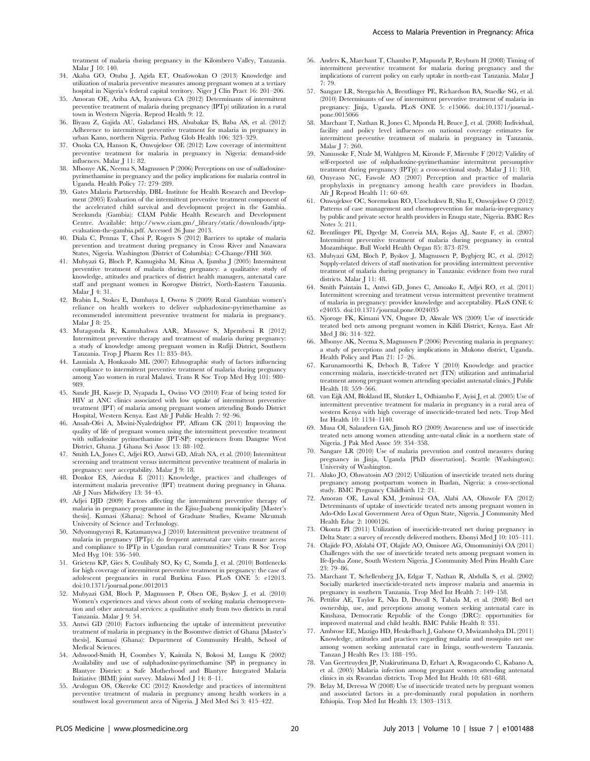treatment of malaria during pregnancy in the Kilombero Valley, Tanzania. Malar J 10: 140.

34. Akaba GO, Otubu J, Agida ET, Onafowokan O (2013) Knowledge and utilization of malaria preventive measures among pregnant women at a tertiary hospital in Nigeria's federal capital territory. Niger J Clin Pract 16: 201–206.
35. Amoran OE, Ariba AA, Iyaniwura CA (2012) Determinants of intermittent preventive treatment of malaria during pregnancy (IPTp) utilization in a rural town in Western Nigeria. Reprod Health 9: 12.
36. Iliyasu Z, Gajida AU, Galadanci HS, Abubakar IS, Baba AS, et al. (2012) Adherence to intermittent preventive treatment for malaria in pregnancy in urban Kano, northern Nigeria. Pathog Glob Health 106: 323–329.
37. Onoka CA, Hanson K, Onwujekwe OE (2012) Low coverage of intermittent preventive treatment for malaria in pregnancy in Nigeria: demand-side influences. Malar J 11: 82.
38. Mbonye AK, Neema S, Magnussen P (2006) Perceptions on use of sulfadoxine-pyrimethamine in pregnancy and the policy implications for malaria control in Uganda. Health Policy 77: 279–289.
39. Gates Malaria Partnership, DBL–Institute for Health Research and Development (2005) Evaluation of the intermittent preventive treatment component of the accelerated child survival and development project in the Gambia. Serekunda (Gambia): CIAM Public Health Research and Development Centre. Available: http://www.ciam.gm/_library/static/downloads/iptp-evaluation-the-gambia.pdf. Accessed 26 June 2013.
40. Diala C, Pennas T, Choi P, Rogers S (2012) Barriers to uptake of malaria prevention and treatment during pregnancy in Cross River and Nasawara States, Nigeria. Washington (District of Columbia): C-Change/FHI 360.
41. Mubyazi G, Bloch P, Kamugisha M, Kitua A, Ijumba J (2005) Intermittent preventive treatment of malaria during pregnancy: a qualitative study of knowledge, attitudes and practices of district health managers, antenatal care staff and pregnant women in Korogwe District, North-Eastern Tanzania. Malar J 4: 31.
42. Brabin L, Stokes E, Dumbaya I, Owens S (2009) Rural Gambian women's reliance on health workers to deliver sulphadoxine-pyrimethamine as recommended intermittent preventive treatment for malaria in pregnancy. Malar J 8: 25.
43. Mutagonda R, Kamuhabwa AAR, Massawe S, Mpembeni R (2012) Intermittent preventive therapy and treatment of malaria during pregnancy: a study of knowledge among pregnant women in Rufiji District, Southern Tanzania. Trop J Pharm Res 11: 835–845.
44. Launiala A, Honkasalo ML (2007) Ethnographic study of factors influencing compliance to intermittent preventive treatment of malaria during pregnancy among Yao women in rural Malawi. Trans R Soc Trop Med Hyg 101: 980–989.
45. Sande JH, Kaseje D, Nyapada L, Owino VO (2010) Fear of being tested for HIV at ANC clinics associated with low uptake of intermittent preventive treatment (IPT) of malaria among pregnant women attending Bondo District Hospital, Western Kenya. East Afr J Public Health 7: 92–96.
46. Ansah-Ofei A, Mwini-Nyaledzigbor PP, Affram CK (2011) Improving the quality of life of pregnant women using the intermittent preventive treatment with sulfadoxine pyrimethamine (IPT-SP): experiences from Dangme West District, Ghana. J Ghana Sci Assoc 13: 88–102.
47. Smith LA, Jones C, Adjei RO, Antwi GD, Afrah NA, et al. (2010) Intermittent screening and treatment versus intermittent preventive treatment of malaria in pregnancy: user acceptability. Malar J 9: 18.
48. Donkor ES, Asiedua E (2011) Knowledge, practices and challenges of intermittent malaria preventive (IPT) treatment during pregnancy in Ghana. Afr J Nurs Midwifery 13: 34–45.
49. Adjei DJD (2009) Factors affecting the intermittent preventive therapy of malaria in pregnancy programme in the Ejisu-Juabeng municipality [Master's thesis]. Kumasi (Ghana): School of Graduate Studies, Kwame Nkrumah University of Science and Technology.
50. Ndyomugyenyi R, Katamanywa J (2010) Intermittent preventive treatment of malaria in pregnancy (IPTp): do frequent antenatal care visits ensure access and compliance to IPTp in Ugandan rural communities? Trans R Soc Trop Med Hyg 104: 536–540.
51. Grietens KP, Gies S, Coulibaly SO, Ky C, Somda J, et al. (2010) Bottlenecks for high coverage of intermittent preventive treatment in pregnancy: the case of adolescent pregnancies in rural Burkina Faso. PLoS ONE 5: e12013. doi:10.1371/journal.pone.0012013
52. Mubyazi GM, Bloch P, Magnussen P, Olsen OE, Byskov J, et al. (2010) Women's experiences and views about costs of seeking malaria chemoprevention and other antenatal services: a qualitative study from two districts in rural Tanzania. Malar J 9: 54.
53. Antwi GD (2010) Factors influencing the uptake of intermittent preventive treatment of malaria in pregnancy in the Bosomtwe district of Ghana [Master's thesis]. Kumasi (Ghana): Department of Community Health, School of Medical Sciences.
54. Ashwood-Smith H, Coombes Y, Kaimila N, Bokosi M, Lungu K (2002) Availability and use of sulphadoxine-pyrimethamine (SP) in pregnancy in Blantyre District: a Safe Motherhood and Blantyre Integrated Malaria Initiative (BIMI) joint survey. Malawi Med J 14: 8–11.
55. Arulogun OS, Okereke CC (2012) Knowledge and practices of intermittent preventive treatment of malaria in pregnancy among health workers in a southwest local government area of Nigeria. J Med Med Sci 3: 415–422.
56. Anders K, Marchant T, Chambo P, Mapunda P, Reyburn H (2008) Timing of intermittent preventive treatment for malaria during pregnancy and the implications of current policy on early uptake in north-east Tanzania. Malar J 7: 79.
57. Sangare LR, Stergachis A, Brentlinger PE, Richardson BA, Staedke SG, et al. (2010) Determinants of use of intermittent preventive treatment of malaria in pregnancy: Jinja, Uganda. PLoS ONE 5: e15066. doi:10.1371/journal.pone.0015066
58. Marchant T, Nathan R, Jones C, Mponda H, Bruce J, et al. (2008) Individual, facility and policy level influences on national coverage estimates for intermittent preventive treatment of malaria in pregnancy in Tanzania. Malar J 7: 260.
59. Namusoke F, Ntale M, Wahlgren M, Kironde F, Mirembe F (2012) Validity of self-reported use of sulphadoxine-pyrimethamine intermittent presumptive treatment during pregnancy (IPTp): a cross-sectional study. Malar J 11: 310.
60. Onyeaso NC, Fawole AO (2007) Perception and practice of malaria prophylaxis in pregnancy among health care providers in Ibadan. Afr J Reprod Health 11: 60–69.
61. Onwujekwe OC, Soremekun RO, Uzochukwu B, Shu E, Onwujekwe O (2012) Patterns of case management and chemoprevention for malaria-in-pregnancy by public and private sector health providers in Enugu state, Nigeria. BMC Res Notes 5: 211.
62. Brentlinger PE, Dgedge M, Correia MA, Rojas AJ, Saute F, et al. (2007) Intermittent preventive treatment of malaria during pregnancy in central Mozambique. Bull World Health Organ 85: 873–879.
63. Mubyazi GM, Bloch P, Byskov J, Magnussen P, Bygbjerg IC, et al. (2012) Supply-related drivers of staff motivation for providing intermittent preventive treatment of malaria during pregnancy in Tanzania: evidence from two rural districts. Malar J 11: 48.
64. Smith Paintain L, Antwi GD, Jones C, Amoako E, Adjei RO, et al. (2011) Intermittent screening and treatment versus intermittent preventive treatment of malaria in pregnancy: provider knowledge and acceptability. PLoS ONE 6: e24035. doi:10.1371/journal.pone.0024035
65. Njoroge FK, Kimani VN, Ongore D, Akwale WS (2009) Use of insecticide treated bed nets among pregnant women in Kilifi District, Kenya. East Afr Med J 86: 314–322.
66. Mbonye AK, Neema S, Magnussen P (2006) Preventing malaria in pregnancy: a study of perceptions and policy implications in Mukono district, Uganda. Health Policy and Plan 21: 17–26.
67. Karunamoorthi K, Deboch B, Tafere Y (2010) Knowledge and practice concerning malaria, insecticide-treated net (ITN) utilization and antimalarial treatment among pregnant women attending specialist antenatal clinics. J Public Health 18: 559–566.
68. van Eijk AM, Blokland IE, Slutsker L, Odhiambo F, Ayisi J, et al. (2005) Use of intermittent preventive treatment for malaria in pregnancy in a rural area of western Kenya with high coverage of insecticide-treated bed nets. Trop Med Int Health 10: 1134–1140.
69. Musa OI, Salaudeen GA, Jimoh RO (2009) Awareness and use of insecticide treated nets among women attending ante-natal clinic in a northern state of Nigeria. J Pak Med Assoc 59: 354–358.
70. Sangare LR (2010) Use of malaria prevention and control measures during pregnancy in Jinja, Uganda [PhD dissertation]. Seattle (Washington): University of Washington.
71. Aluko JO, Oluwatosin AO (2012) Utilization of insecticide treated nets during pregnancy among postpartum women in Ibadan, Nigeria: a cross-sectional study. BMC Pregnancy Childbirth 12: 21.
72. Amoran OE, Lawal KM, Jeminusi OA, Alabi AA, Oluwole FA (2012) Determinants of uptake of insecticide treated nets among pregnant women in Ado-Odo Local Government Area of Ogun State, Nigeria. J Community Med Health Educ 2: 1000126.
73. Okonta PI (2011) Utilization of insecticide-treated net during pregnancy in Delta State: a survey of recently delivered mothers. Ebonyi Med J 10: 105–111.
74. Olajide FO, Afolabi OT, Olajide AO, Omisore AG, Omomuniniyi OA (2011) Challenges with the use of insecticide treated nets among pregnant women in Ife-Ijesha Zone, South Western Nigeria. J Community Med Prim Health Care 23: 79–86.
75. Marchant T, Schellenberg JA, Edgar T, Nathan R, Abdulla S, et al. (2002) Socially marketed insecticide-treated nets improve malaria and anaemia in pregnancy in southern Tanzania. Trop Med Int Health 7: 149–158.
76. Pettifor AE, Taylor E, Nku D, Duvall S, Tabala M, et al. (2008) Bed net ownership, use, and perceptions among women seeking antenatal care in Kinshasa, Democratic Republic of the Congo (DRC): opportunities for improved maternal and child health. BMC Public Health 8: 331.
77. Ambrose EE, Mazigo HD, Heukelbach J, Gabone O, Mwizamholya DL (2011) Knowledge, attitudes and practices regarding malaria and mosquito net use among women seeking antenatal care in Iringa, south-western Tanzania. Tanzan J Health Res 13: 188–195.
78. Van Geertruyden JP, Ntakirutimana D, Erhart A, Rwagacondo C, Kabano A, et al. (2005) Malaria infection among pregnant women attending antenatal clinics in six Rwandan districts. Trop Med Int Health 10: 681–688.
79. Belay M, Deressa W (2008) Use of insecticide treated nets by pregnant women and associated factors in a pre-dominantly rural population in northern Ethiopia. Trop Med Int Health 13: 1303–1313.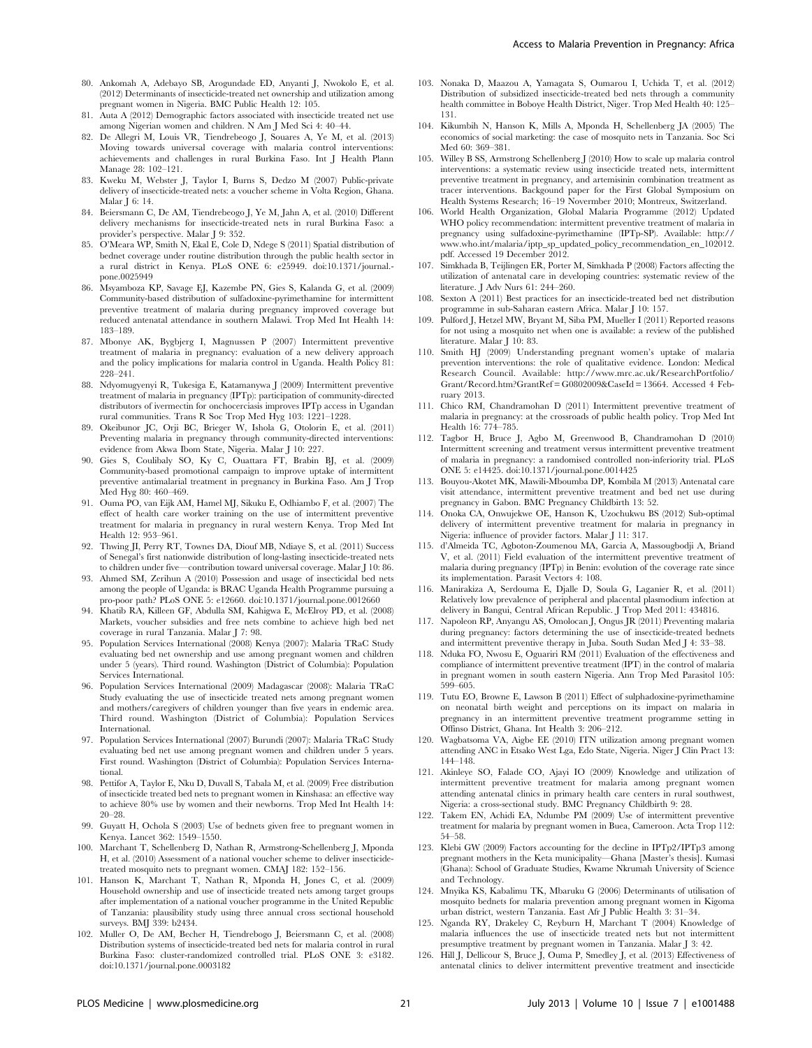80. Ankomah A, Adebayo SB, Arogundade ED, Anyanti J, Nwokolo E, et al. (2012) Determinants of insecticide-treated net ownership and utilization among pregnant women in Nigeria. BMC Public Health 12: 105.
81. Auta A (2012) Demographic factors associated with insecticide treated net use among Nigerian women and children. N Am J Med Sci 4: 40–44.
82. De Allegri M, Louis VR, Tiendrebeogo J, Souares A, Ye M, et al. (2013) Moving towards universal coverage with malaria control interventions: achievements and challenges in rural Burkina Faso. Int J Health Plann Manage 28: 102–121.
83. Kweku M, Webster J, Taylor I, Burns S, Dedzo M (2007) Public-private delivery of insecticide-treated nets: a voucher scheme in Volta Region, Ghana. Malar J 6: 14.
84. Beiersmann C, De AM, Tiendrebeogo J, Ye M, Jahn A, et al. (2010) Different delivery mechanisms for insecticide-treated nets in rural Burkina Faso: a provider's perspective. Malar J 9: 352.
85. O'Meara WP, Smith N, Ekal E, Cole D, Ndege S (2011) Spatial distribution of bednet coverage under routine distribution through the public health sector in a rural district in Kenya. PLoS ONE 6: e25949. doi:10.1371/journal.pone.0025949
86. Msyamboza KP, Savage EJ, Kazembe PN, Gies S, Kalanda G, et al. (2009) Community-based distribution of sulfadoxine-pyrimethamine for intermittent preventive treatment of malaria during pregnancy improved coverage but reduced antenatal attendance in southern Malawi. Trop Med Int Health 14: 183–189.
87. Mbonye AK, Bygbjerg I, Magnussen P (2007) Intermittent preventive treatment of malaria in pregnancy: evaluation of a new delivery approach and the policy implications for malaria control in Uganda. Health Policy 81: 228–241.
88. Ndyomugyenyi R, Tukesiga E, Katamanywa J (2009) Intermittent preventive treatment of malaria in pregnancy (IPTp): participation of community-directed distributors of ivermectin for onchocerciasis improves IPTp access in Ugandan rural communities. Trans R Soc Trop Med Hyg 103: 1221–1228.
89. Okeibunor JC, Orji BC, Brieger W, Ishola G, Otolorin E, et al. (2011) Preventing malaria in pregnancy through community-directed interventions: evidence from Akwa Ibom State, Nigeria. Malar J 10: 227.
90. Gies S, Coulibaly SO, Ky C, Ouattara FT, Brabin BJ, et al. (2009) Community-based promotional campaign to improve uptake of intermittent preventive antimalarial treatment in pregnancy in Burkina Faso. Am J Trop Med Hyg 80: 460–469.
91. Ouma PO, van Eijk AM, Hamel MJ, Sikuku E, Odhiambo F, et al. (2007) The effect of health care worker training on the use of intermittent preventive treatment for malaria in pregnancy in rural western Kenya. Trop Med Int Health 12: 953–961.
92. Thwing JI, Perry RT, Townes DA, Diouf MB, Ndiaye S, et al. (2011) Success of Senegal's first nationwide distribution of long-lasting insecticide-treated nets to children under five—contribution toward universal coverage. Malar J 10: 86.
93. Ahmed SM, Zerihun A (2010) Possession and usage of insecticidal bed nets among the people of Uganda: is BRAC Uganda Health Programme pursuing a pro-poor path? PLoS ONE 5: e12660. doi:10.1371/journal.pone.0012660
94. Khatib RA, Killeen GF, Abdulla SM, Kahigwa E, McElroy PD, et al. (2008) Markets, voucher subsidies and free nets combine to achieve high bed net coverage in rural Tanzania. Malar J 7: 98.
95. Population Services International (2008) Kenya (2007): Malaria TRaC Study evaluating bed net ownership and use among pregnant women and children under 5 (years). Third round. Washington (District of Columbia): Population Services International.
96. Population Services International (2009) Madagascar (2008): Malaria TRaC Study evaluating the use of insecticide treated nets among pregnant women and mothers/caregivers of children younger than five years in endemic area. Third round. Washington (District of Columbia): Population Services International.
97. Population Services International (2007) Burundi (2007): Malaria TRaC Study evaluating bed net use among pregnant women and children under 5 years. First round. Washington (District of Columbia): Population Services International.
98. Pettifor A, Taylor E, Nku D, Duvall S, Tabala M, et al. (2009) Free distribution of insecticide treated bed nets to pregnant women in Kinshasa: an effective way to achieve 80% use by women and their newborns. Trop Med Int Health 14: 20–28.
99. Guyatt H, Ochola S (2003) Use of bednets given free to pregnant women in Kenya. Lancet 362: 1549–1550.
100. Marchant T, Schellenberg D, Nathan R, Armstrong-Schellenberg J, Mponda H, et al. (2010) Assessment of a national voucher scheme to deliver insecticide-treated mosquito nets to pregnant women. CMAJ 182: 152–156.
101. Hanson K, Marchant T, Nathan R, Mponda H, Jones C, et al. (2009) Household ownership and use of insecticide treated nets among target groups after implementation of a national voucher programme in the United Republic of Tanzania: plausibility study using three annual cross sectional household surveys. BMJ 339: b2434.
102. Muller O, De AM, Becher H, Tiendrebogo J, Beiersmann C, et al. (2008) Distribution systems of insecticide-treated bed nets for malaria control in rural Burkina Faso: cluster-randomized controlled trial. PLoS ONE 3: e3182. doi:10.1371/journal.pone.0003182
103. Nonaka D, Maazou A, Yamagata S, Oumarou I, Uchida T, et al. (2012) Distribution of subsidized insecticide-treated bed nets through a community health committee in Boboye Health District, Niger. Trop Med Health 40: 125–131.
104. Kikumbih N, Hanson K, Mills A, Mponda H, Schellenberg JA (2005) The economics of social marketing: the case of mosquito nets in Tanzania. Soc Sci Med 60: 369–381.
105. Willey B SS, Armstrong Schellenberg J (2010) How to scale up malaria control interventions: a systematic review using insecticide treated nets, intermittent preventive treatment in pregnancy, and artemisinin combination treatment as tracer interventions. Backgound paper for the First Global Symposium on Health Systems Research; 16–19 Novermber 2010; Montreux, Switzerland.
106. World Health Organization, Global Malaria Programme (2012) Updated WHO policy recommendation: intermittent preventive treatment of malaria in pregnancy using sulfadoxine-pyrimethamine (IPTp-SP). Available: http://www.who.int/malaria/iptp_sp_updated_policy_recommendation_en_102012.pdf. Accessed 19 December 2012.
107. Simkhada B, Teijlingen ER, Porter M, Simkhada P (2008) Factors affecting the utilization of antenatal care in developing countries: systematic review of the literature. J Adv Nurs 61: 244–260.
108. Sexton A (2011) Best practices for an insecticide-treated bed net distribution programme in sub-Saharan eastern Africa. Malar J 10: 157.
109. Pulford J, Hetzel MW, Bryant M, Siba PM, Mueller I (2011) Reported reasons for not using a mosquito net when one is available: a review of the published literature. Malar J 10: 83.
110. Smith HJ (2009) Understanding pregnant women's uptake of malaria prevention interventions: the role of qualitative evidence. London: Medical Research Council. Available: http://www.mrc.ac.uk/ResearchPortfolio/Grant/Record.htm?GrantRef=G0802009&CaseId=13664. Accessed 4 February 2013.
111. Chico RM, Chandramohan D (2011) Intermittent preventive treatment of malaria in pregnancy: at the crossroads of public health policy. Trop Med Int Health 16: 774–785.
112. Tagbor H, Bruce J, Agbo M, Greenwood B, Chandramohan D (2010) Intermittent screening and treatment versus intermittent preventive treatment of malaria in pregnancy: a randomised controlled non-inferiority trial. PLoS ONE 5: e14425. doi:10.1371/journal.pone.0014425
113. Bouyou-Akotet MK, Mawili-Mboumba DP, Kombila M (2013) Antenatal care visit attendance, intermittent preventive treatment and bed net use during pregnancy in Gabon. BMC Pregnancy Childbirth 13: 52.
114. Onoka CA, Onwujekwe OE, Hanson K, Uzochukwu BS (2012) Sub-optimal delivery of intermittent preventive treatment for malaria in pregnancy in Nigeria: influence of provider factors. Malar J 11: 317.
115. d'Almeida TC, Agboton-Zoumenou MA, Garcia A, Massougbodji A, Briand V, et al. (2011) Field evaluation of the intermittent preventive treatment of malaria during pregnancy (IPTp) in Benin: evolution of the coverage rate since its implementation. Parasit Vectors 4: 108.
116. Manirakiza A, Serdouma E, Djalle D, Soula G, Laganier R, et al. (2011) Relatively low prevalence of peripheral and placental plasmodium infection at delivery in Bangui, Central African Republic. J Trop Med 2011: 434816.
117. Napoleon RP, Anyangu AS, Omolocan J, Ongus JR (2011) Preventing malaria during pregnancy: factors determining the use of insecticide-treated bednets and intermittent preventive therapy in Juba. South Sudan Med J 4: 33–38.
118. Nduka FO, Nwosu E, Oguariri RM (2011) Evaluation of the effectiveness and compliance of intermittent preventive treatment (IPT) in the control of malaria in pregnant women in south eastern Nigeria. Ann Trop Med Parasitol 105: 599–605.
119. Tutu EO, Browne E, Lawson B (2011) Effect of sulphadoxine-pyrimethamine on neonatal birth weight and perceptions on its impact on malaria in pregnancy in an intermittent preventive treatment programme setting in Offinso District, Ghana. Int Health 3: 206–212.
120. Wagbatsoma VA, Aigbe EE (2010) ITN utilization among pregnant women attending ANC in Etsako West Lga, Edo State, Nigeria. Niger J Clin Pract 13: 144–148.
121. Akinleye SO, Falade CO, Ajayi IO (2009) Knowledge and utilization of intermittent preventive treatment for malaria among pregnant women attending antenatal clinics in primary health care centers in rural southwest, Nigeria: a cross-sectional study. BMC Pregnancy Childbirth 9: 28.
122. Takem EN, Achidi EA, Ndumbe PM (2009) Use of intermittent preventive treatment for malaria by pregnant women in Buea, Cameroon. Acta Trop 112: 54–58.
123. Klebi GW (2009) Factors accounting for the decline in IPTp2/IPTp3 among pregnant mothers in the Keta municipality—Ghana [Master's thesis]. Kumasi (Ghana): School of Graduate Studies, Kwame Nkrumah University of Science and Technology.
124. Mnyika KS, Kabalimu TK, Mbaruku G (2006) Determinants of utilisation of mosquito bednets for malaria prevention among pregnant women in Kigoma urban district, western Tanzania. East Afr J Public Health 3: 31–34.
125. Nganda RY, Drakeley C, Reyburn H, Marchant T (2004) Knowledge of malaria influences the use of insecticide treated nets but not intermittent presumptive treatment by pregnant women in Tanzania. Malar J 3: 42.
126. Hill J, Dellicour S, Bruce J, Ouma P, Smedley J, et al. (2013) Effectiveness of antenatal clinics to deliver intermittent preventive treatment and insecticide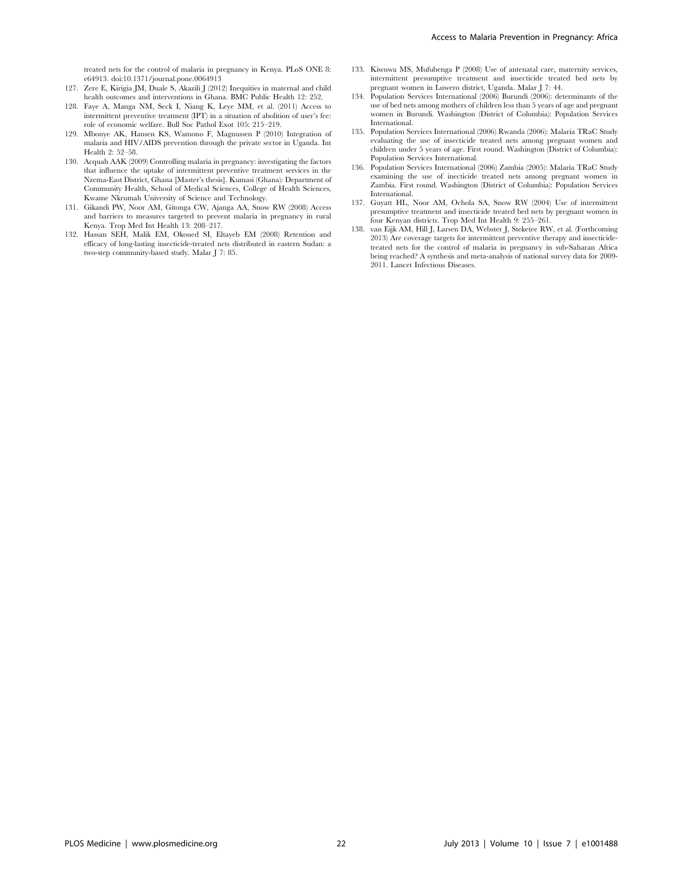treated nets for the control of malaria in pregnancy in Kenya. PLoS ONE 8: e64913. doi:10.1371/journal.pone.0064913

127. Zere E, Kirigia JM, Duale S, Akazili J (2012) Inequities in maternal and child health outcomes and interventions in Ghana. BMC Public Health 12: 252.
128. Faye A, Manga NM, Seck I, Niang K, Leye MM, et al. (2011) Access to intermittent preventive treatment (IPT) in a situation of abolition of user's fee: role of economic welfare. Bull Soc Pathol Exot 105: 215–219.
129. Mbonye AK, Hansen KS, Wamono F, Magnussen P (2010) Integration of malaria and HIV/AIDS prevention through the private sector in Uganda. Int Health 2: 52–58.
130. Acquah AAK (2009) Controlling malaria in pregnancy: investigating the factors that influence the uptake of intermittent preventive treatment services in the Nzema-East District, Ghana [Master's thesis]. Kumasi (Ghana): Department of Community Health, School of Medical Sciences, College of Health Sciences, Kwame Nkrumah University of Science and Technology.
131. Gikandi PW, Noor AM, Gitonga CW, Ajanga AA, Snow RW (2008) Access and barriers to measures targeted to prevent malaria in pregnancy in rural Kenya. Trop Med Int Health 13: 208–217.
132. Hassan SEH, Malik EM, Okoued SI, Eltayeb EM (2008) Retention and efficacy of long-lasting insecticide-treated nets distributed in eastern Sudan: a two-step community-based study. Malar J 7: 85.
133. Kiwuwa MS, Mufubenga P (2008) Use of antenatal care, maternity services, intermittent presumptive treatment and insecticide treated bed nets by pregnant women in Luwero district, Uganda. Malar J 7: 44.
134. Population Services International (2006) Burundi (2006): determinants of the use of bed nets among mothers of children less than 5 years of age and pregnant women in Burundi. Washington (District of Columbia): Population Services International.
135. Population Services International (2006) Rwanda (2006): Malaria TRaC Study evaluating the use of insecticide treated nets among pregnant women and children under 5 years of age. First round. Washington (District of Columbia): Population Services International.
136. Population Services International (2006) Zambia (2005): Malaria TRaC Study examining the use of inecticide treated nets among pregnant women in Zambia. First round. Washington (District of Columbia): Population Services International.
137. Guyatt HL, Noor AM, Ochola SA, Snow RW (2004) Use of intermittent presumptive treatment and insecticide treated bed nets by pregnant women in four Kenyan districts. Trop Med Int Health 9: 255–261.
138. van Eijk AM, Hill J, Larsen DA, Webster J, Steketee RW, et al. (Forthcoming 2013) Are coverage targets for intermittent preventive therapy and insecticide-treated nets for the control of malaria in pregnancy in sub-Saharan Africa being reached? A synthesis and meta-analysis of national survey data for 2009-2011. Lancet Infectious Diseases.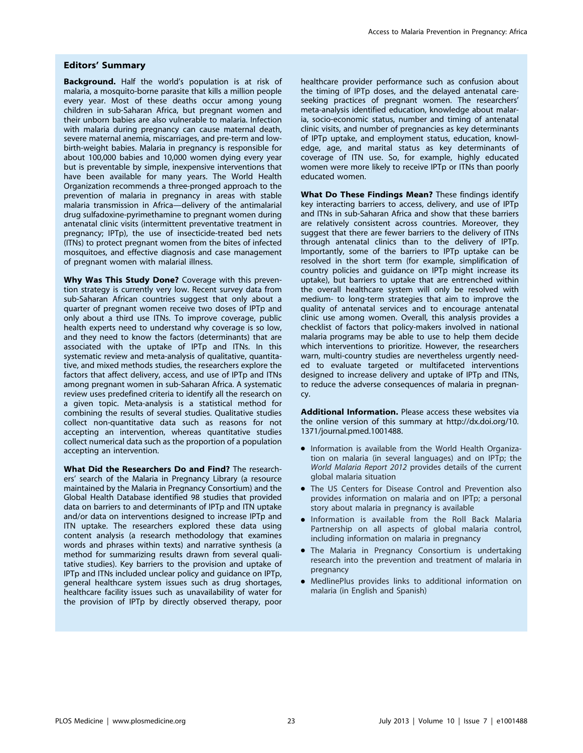## Editors' Summary

**Background.** Half the world's population is at risk of malaria, a mosquito-borne parasite that kills a million people every year. Most of these deaths occur among young children in sub-Saharan Africa, but pregnant women and their unborn babies are also vulnerable to malaria. Infection with malaria during pregnancy can cause maternal death, severe maternal anemia, miscarriages, and pre-term and low-birth-weight babies. Malaria in pregnancy is responsible for about 100,000 babies and 10,000 women dying every year but is preventable by simple, inexpensive interventions that have been available for many years. The World Health Organization recommends a three-pronged approach to the prevention of malaria in pregnancy in areas with stable malaria transmission in Africa—delivery of the antimalarial drug sulfadoxine-pyrimethamine to pregnant women during antenatal clinic visits (intermittent preventative treatment in pregnancy; IPTp), the use of insecticide-treated bed nets (ITNs) to protect pregnant women from the bites of infected mosquitoes, and effective diagnosis and case management of pregnant women with malarial illness.

**Why Was This Study Done?** Coverage with this prevention strategy is currently very low. Recent survey data from sub-Saharan African countries suggest that only about a quarter of pregnant women receive two doses of IPTp and only about a third use ITNs. To improve coverage, public health experts need to understand why coverage is so low, and they need to know the factors (determinants) that are associated with the uptake of IPTp and ITNs. In this systematic review and meta-analysis of qualitative, quantitative, and mixed methods studies, the researchers explore the factors that affect delivery, access, and use of IPTp and ITNs among pregnant women in sub-Saharan Africa. A systematic review uses predefined criteria to identify all the research on a given topic. Meta-analysis is a statistical method for combining the results of several studies. Qualitative studies collect non-quantitative data such as reasons for not accepting an intervention, whereas quantitative studies collect numerical data such as the proportion of a population accepting an intervention.

**What Did the Researchers Do and Find?** The researchers' search of the Malaria in Pregnancy Library (a resource maintained by the Malaria in Pregnancy Consortium) and the Global Health Database identified 98 studies that provided data on barriers to and determinants of IPTp and ITN uptake and/or data on interventions designed to increase IPTp and ITN uptake. The researchers explored these data using content analysis (a research methodology that examines words and phrases within texts) and narrative synthesis (a method for summarizing results drawn from several qualitative studies). Key barriers to the provision and uptake of IPTp and ITNs included unclear policy and guidance on IPTp, general healthcare system issues such as drug shortages, healthcare facility issues such as unavailability of water for the provision of IPTp by directly observed therapy, poor healthcare provider performance such as confusion about the timing of IPTp doses, and the delayed antenatal care-seeking practices of pregnant women. The researchers' meta-analysis identified education, knowledge about malaria, socio-economic status, number and timing of antenatal clinic visits, and number of pregnancies as key determinants of IPTp uptake, and employment status, education, knowledge, age, and marital status as key determinants of coverage of ITN use. So, for example, highly educated women were more likely to receive IPTp or ITNs than poorly educated women.

**What Do These Findings Mean?** These findings identify key interacting barriers to access, delivery, and use of IPTp and ITNs in sub-Saharan Africa and show that these barriers are relatively consistent across countries. Moreover, they suggest that there are fewer barriers to the delivery of ITNs through antenatal clinics than to the delivery of IPTp. Importantly, some of the barriers to IPTp uptake can be resolved in the short term (for example, simplification of country policies and guidance on IPTp might increase its uptake), but barriers to uptake that are entrenched within the overall healthcare system will only be resolved with medium- to long-term strategies that aim to improve the quality of antenatal services and to encourage antenatal clinic use among women. Overall, this analysis provides a checklist of factors that policy-makers involved in national malaria programs may be able to use to help them decide which interventions to prioritize. However, the researchers warn, multi-country studies are nevertheless urgently needed to evaluate targeted or multifaceted interventions designed to increase delivery and uptake of IPTp and ITNs, to reduce the adverse consequences of malaria in pregnancy.

**Additional Information.** Please access these websites via the online version of this summary at http://dx.doi.org/10.1371/journal.pmed.1001488.

- Information is available from the World Health Organization on malaria (in several languages) and on IPTp; the *World Malaria Report 2012* provides details of the current global malaria situation
- The US Centers for Disease Control and Prevention also provides information on malaria and on IPTp; a personal story about malaria in pregnancy is available
- Information is available from the Roll Back Malaria Partnership on all aspects of global malaria control, including information on malaria in pregnancy
- The Malaria in Pregnancy Consortium is undertaking research into the prevention and treatment of malaria in pregnancy
- MedlinePlus provides links to additional information on malaria (in English and Spanish)